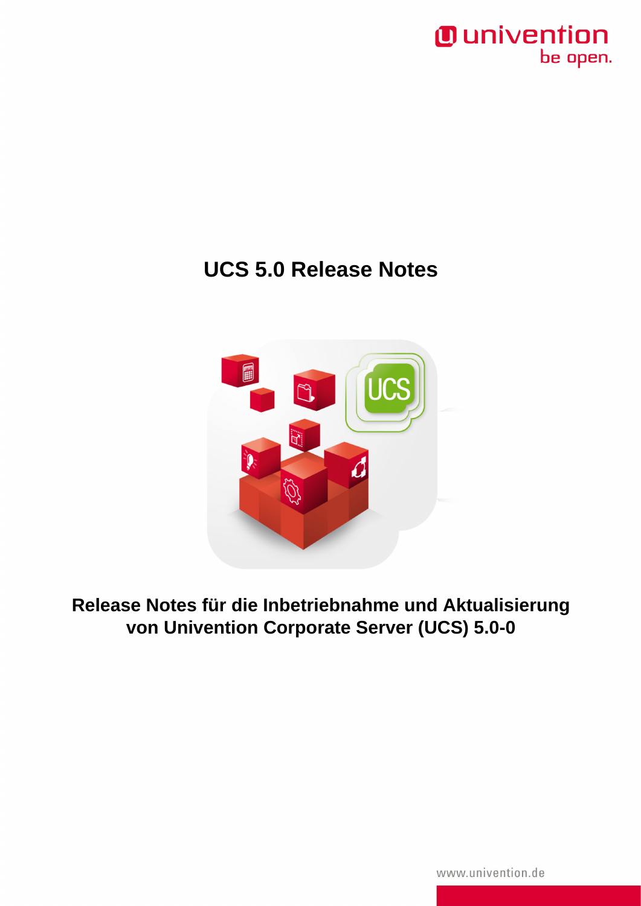# UCS 5.0 Release Notes

**Release Notes für die Inbetriebnahme und Aktualisierung von Univention Corporate Server (UCS) 5.0-0**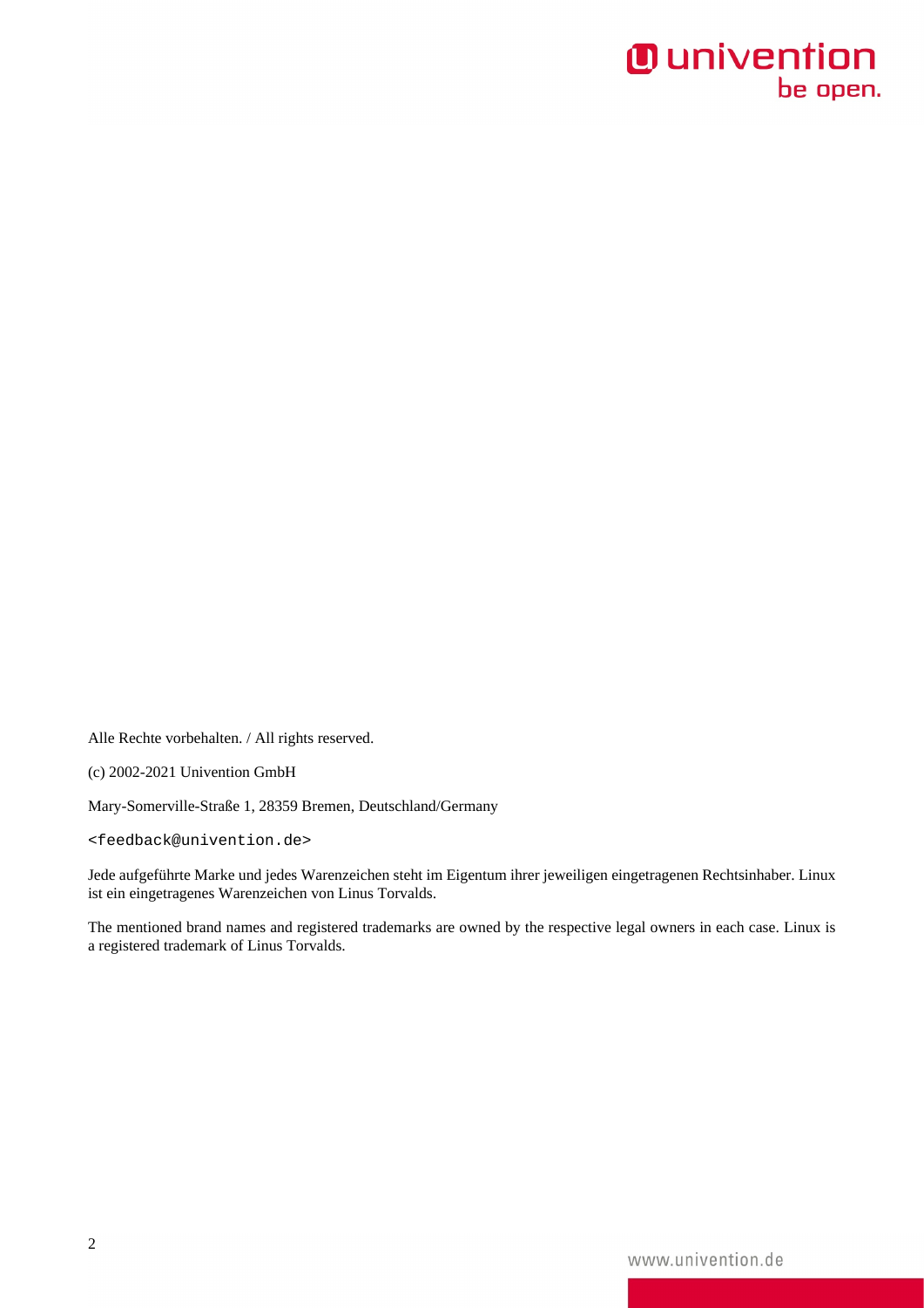Alle Rechte vorbehalten. / All rights reserved.

(c) 2002-2021 Univention GmbH

Mary-Somerville-Straße 1, 28359 Bremen, Deutschland/Germany

`<feedback@univention.de>`

Jede aufgeführte Marke und jedes Warenzeichen steht im Eigentum ihrer jeweiligen eingetragenen Rechtsinhaber. Linux ist ein eingetragenes Warenzeichen von Linus Torvalds.

The mentioned brand names and registered trademarks are owned by the respective legal owners in each case. Linux is a registered trademark of Linus Torvalds.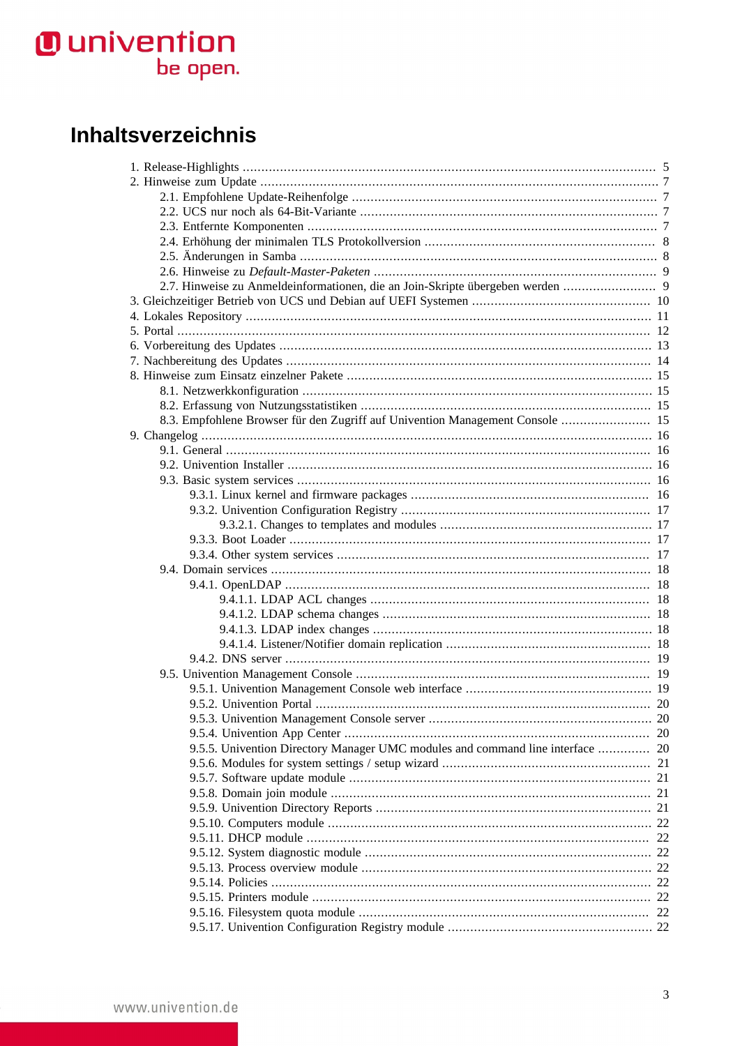# Inhaltsverzeichnis

1. Release-Highlights ..... 5
2. Hinweise zum Update ..... 7
   - 2.1. Empfohlene Update-Reihenfolge ..... 7
   - 2.2. UCS nur noch als 64-Bit-Variante ..... 7
   - 2.3. Entfernte Komponenten ..... 7
   - 2.4. Erhöhung der minimalen TLS Protokollversion ..... 8
   - 2.5. Änderungen in Samba ..... 8
   - 2.6. Hinweise zu *Default-Master-Paketen* ..... 9
   - 2.7. Hinweise zu Anmeldeinformationen, die an Join-Skripte übergeben werden ..... 9
3. Gleichzeitiger Betrieb von UCS und Debian auf UEFI Systemen ..... 10
4. Lokales Repository ..... 11
5. Portal ..... 12
6. Vorbereitung des Updates ..... 13
7. Nachbereitung des Updates ..... 14
8. Hinweise zum Einsatz einzelner Pakete ..... 15
   - 8.1. Netzwerkkonfiguration ..... 15
   - 8.2. Erfassung von Nutzungsstatistiken ..... 15
   - 8.3. Empfohlene Browser für den Zugriff auf Univention Management Console ..... 15
9. Changelog ..... 16
   - 9.1. General ..... 16
   - 9.2. Univention Installer ..... 16
   - 9.3. Basic system services ..... 16
     - 9.3.1. Linux kernel and firmware packages ..... 16
     - 9.3.2. Univention Configuration Registry ..... 17
       - 9.3.2.1. Changes to templates and modules ..... 17
     - 9.3.3. Boot Loader ..... 17
     - 9.3.4. Other system services ..... 17
   - 9.4. Domain services ..... 18
     - 9.4.1. OpenLDAP ..... 18
       - 9.4.1.1. LDAP ACL changes ..... 18
       - 9.4.1.2. LDAP schema changes ..... 18
       - 9.4.1.3. LDAP index changes ..... 18
       - 9.4.1.4. Listener/Notifier domain replication ..... 18
     - 9.4.2. DNS server ..... 19
   - 9.5. Univention Management Console ..... 19
     - 9.5.1. Univention Management Console web interface ..... 19
     - 9.5.2. Univention Portal ..... 20
     - 9.5.3. Univention Management Console server ..... 20
     - 9.5.4. Univention App Center ..... 20
     - 9.5.5. Univention Directory Manager UMC modules and command line interface ..... 20
     - 9.5.6. Modules for system settings / setup wizard ..... 21
     - 9.5.7. Software update module ..... 21
     - 9.5.8. Domain join module ..... 21
     - 9.5.9. Univention Directory Reports ..... 21
     - 9.5.10. Computers module ..... 22
     - 9.5.11. DHCP module ..... 22
     - 9.5.12. System diagnostic module ..... 22
     - 9.5.13. Process overview module ..... 22
     - 9.5.14. Policies ..... 22
     - 9.5.15. Printers module ..... 22
     - 9.5.16. Filesystem quota module ..... 22
     - 9.5.17. Univention Configuration Registry module ..... 22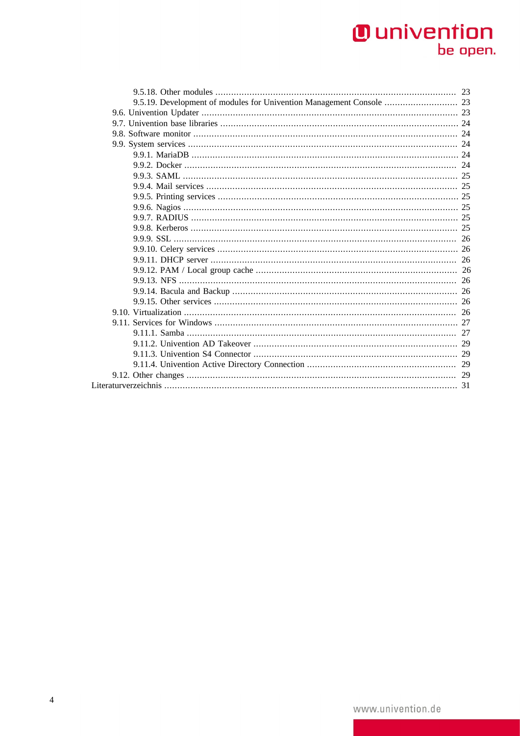- 9.5.18. Other modules ... 23
- 9.5.19. Development of modules for Univention Management Console ... 23
- 9.6. Univention Updater ... 23
- 9.7. Univention base libraries ... 24
- 9.8. Software monitor ... 24
- 9.9. System services ... 24
  - 9.9.1. MariaDB ... 24
  - 9.9.2. Docker ... 24
  - 9.9.3. SAML ... 25
  - 9.9.4. Mail services ... 25
  - 9.9.5. Printing services ... 25
  - 9.9.6. Nagios ... 25
  - 9.9.7. RADIUS ... 25
  - 9.9.8. Kerberos ... 25
  - 9.9.9. SSL ... 26
  - 9.9.10. Celery services ... 26
  - 9.9.11. DHCP server ... 26
  - 9.9.12. PAM / Local group cache ... 26
  - 9.9.13. NFS ... 26
  - 9.9.14. Bacula and Backup ... 26
  - 9.9.15. Other services ... 26
- 9.10. Virtualization ... 26
- 9.11. Services for Windows ... 27
  - 9.11.1. Samba ... 27
  - 9.11.2. Univention AD Takeover ... 29
  - 9.11.3. Univention S4 Connector ... 29
  - 9.11.4. Univention Active Directory Connection ... 29
- 9.12. Other changes ... 29

Literaturverzeichnis ... 31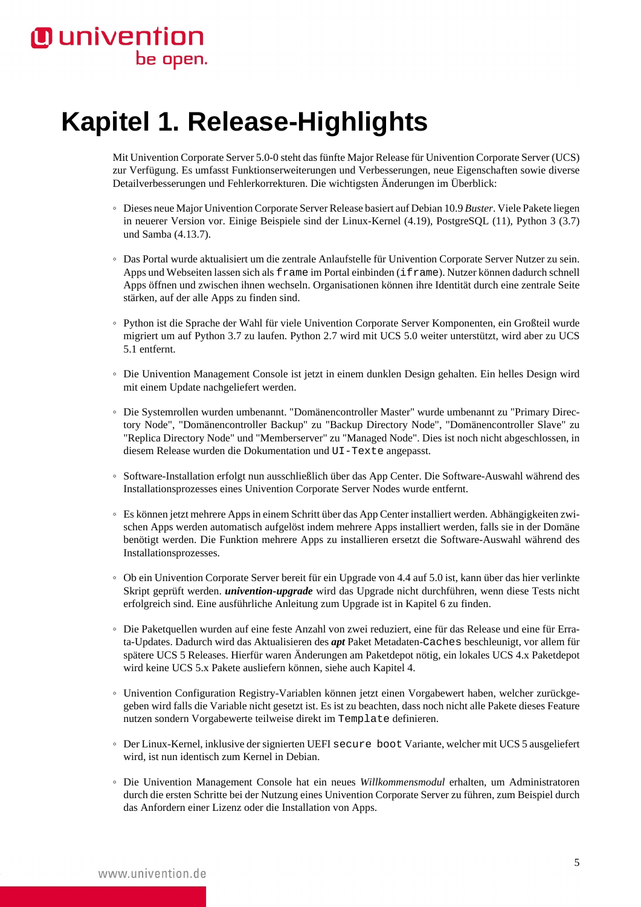# Kapitel 1. Release-Highlights

Mit Univention Corporate Server 5.0-0 steht das fünfte Major Release für Univention Corporate Server (UCS) zur Verfügung. Es umfasst Funktionserweiterungen und Verbesserungen, neue Eigenschaften sowie diverse Detailverbesserungen und Fehlerkorrekturen. Die wichtigsten Änderungen im Überblick:

- Dieses neue Major Univention Corporate Server Release basiert auf Debian 10.9 *Buster*. Viele Pakete liegen in neuerer Version vor. Einige Beispiele sind der Linux-Kernel (4.19), PostgreSQL (11), Python 3 (3.7) und Samba (4.13.7).

- Das Portal wurde aktualisiert um die zentrale Anlaufstelle für Univention Corporate Server Nutzer zu sein. Apps und Webseiten lassen sich als `frame` im Portal einbinden (`iframe`). Nutzer können dadurch schnell Apps öffnen und zwischen ihnen wechseln. Organisationen können ihre Identität durch eine zentrale Seite stärken, auf der alle Apps zu finden sind.

- Python ist die Sprache der Wahl für viele Univention Corporate Server Komponenten, ein Großteil wurde migriert um auf Python 3.7 zu laufen. Python 2.7 wird mit UCS 5.0 weiter unterstützt, wird aber zu UCS 5.1 entfernt.

- Die Univention Management Console ist jetzt in einem dunklen Design gehalten. Ein helles Design wird mit einem Update nachgeliefert werden.

- Die Systemrollen wurden umbenannt. "Domänencontroller Master" wurde umbenannt zu "Primary Directory Node", "Domänencontroller Backup" zu "Backup Directory Node", "Domänencontroller Slave" zu "Replica Directory Node" und "Memberserver" zu "Managed Node". Dies ist noch nicht abgeschlossen, in diesem Release wurden die Dokumentation und `UI-Texte` angepasst.

- Software-Installation erfolgt nun ausschließlich über das App Center. Die Software-Auswahl während des Installationsprozesses eines Univention Corporate Server Nodes wurde entfernt.

- Es können jetzt mehrere Apps in einem Schritt über das App Center installiert werden. Abhängigkeiten zwischen Apps werden automatisch aufgelöst indem mehrere Apps installiert werden, falls sie in der Domäne benötigt werden. Die Funktion mehrere Apps zu installieren ersetzt die Software-Auswahl während des Installationsprozesses.

- Ob ein Univention Corporate Server bereit für ein Upgrade von 4.4 auf 5.0 ist, kann über das hier verlinkte Skript geprüft werden. ***univention-upgrade*** wird das Upgrade nicht durchführen, wenn diese Tests nicht erfolgreich sind. Eine ausführliche Anleitung zum Upgrade ist in Kapitel 6 zu finden.

- Die Paketquellen wurden auf eine feste Anzahl von zwei reduziert, eine für das Release und eine für Errata-Updates. Dadurch wird das Aktualisieren des ***apt*** Paket Metadaten-`Caches` beschleunigt, vor allem für spätere UCS 5 Releases. Hierfür waren Änderungen am Paketdepot nötig, ein lokales UCS 4.x Paketdepot wird keine UCS 5.x Pakete ausliefern können, siehe auch Kapitel 4.

- Univention Configuration Registry-Variablen können jetzt einen Vorgabewert haben, welcher zurückgegeben wird falls die Variable nicht gesetzt ist. Es ist zu beachten, dass noch nicht alle Pakete dieses Feature nutzen sondern Vorgabewerte teilweise direkt im `Template` definieren.

- Der Linux-Kernel, inklusive der signierten UEFI `secure boot` Variante, welcher mit UCS 5 ausgeliefert wird, ist nun identisch zum Kernel in Debian.

- Die Univention Management Console hat ein neues *Willkommensmodul* erhalten, um Administratoren durch die ersten Schritte bei der Nutzung eines Univention Corporate Server zu führen, zum Beispiel durch das Anfordern einer Lizenz oder die Installation von Apps.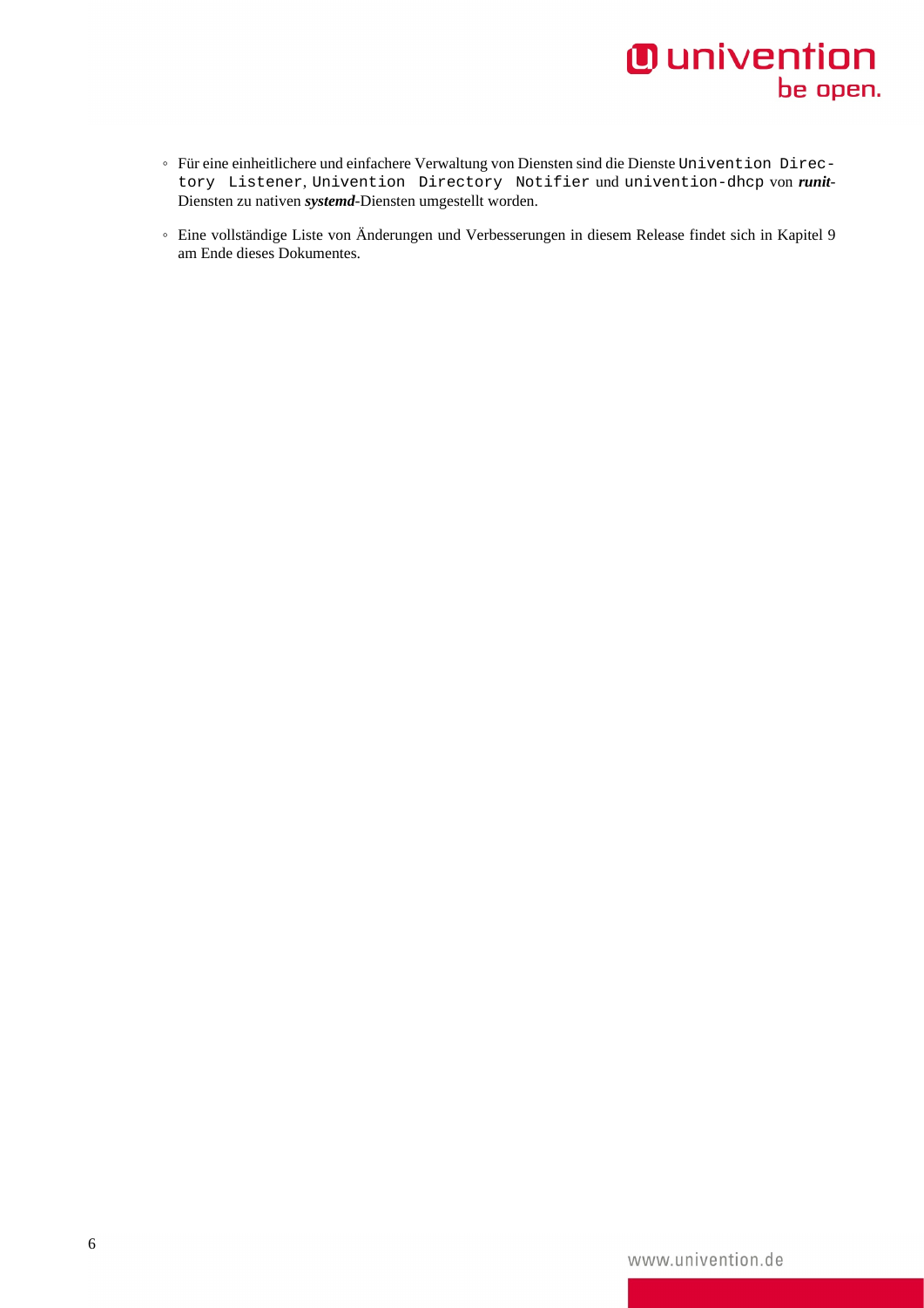- Für eine einheitlichere und einfachere Verwaltung von Diensten sind die Dienste `Univention Directory Listener`, `Univention Directory Notifier` und `univention-dhcp` von ***runit***-Diensten zu nativen ***systemd***-Diensten umgestellt worden.
- Eine vollständige Liste von Änderungen und Verbesserungen in diesem Release findet sich in Kapitel 9 am Ende dieses Dokumentes.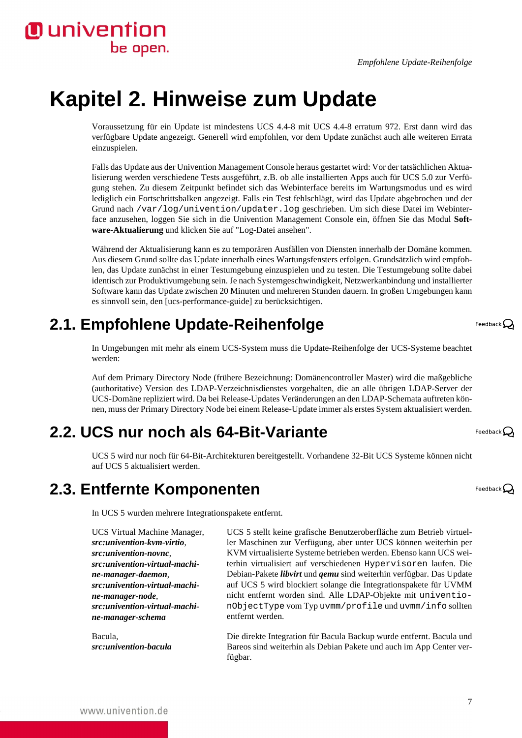# Kapitel 2. Hinweise zum Update

Voraussetzung für ein Update ist mindestens UCS 4.4-8 mit UCS 4.4-8 erratum 972. Erst dann wird das verfügbare Update angezeigt. Generell wird empfohlen, vor dem Update zunächst auch alle weiteren Errata einzuspielen.

Falls das Update aus der Univention Management Console heraus gestartet wird: Vor der tatsächlichen Aktualisierung werden verschiedene Tests ausgeführt, z.B. ob alle installierten Apps auch für UCS 5.0 zur Verfügung stehen. Zu diesem Zeitpunkt befindet sich das Webinterface bereits im Wartungsmodus und es wird lediglich ein Fortschrittsbalken angezeigt. Falls ein Test fehlschlägt, wird das Update abgebrochen und der Grund nach `/var/log/univention/updater.log` geschrieben. Um sich diese Datei im Webinterface anzusehen, loggen Sie sich in die Univention Management Console ein, öffnen Sie das Modul **Software-Aktualierung** und klicken Sie auf "Log-Datei ansehen".

Während der Aktualisierung kann es zu temporären Ausfällen von Diensten innerhalb der Domäne kommen. Aus diesem Grund sollte das Update innerhalb eines Wartungsfensters erfolgen. Grundsätzlich wird empfohlen, das Update zunächst in einer Testumgebung einzuspielen und zu testen. Die Testumgebung sollte dabei identisch zur Produktivumgebung sein. Je nach Systemgeschwindigkeit, Netzwerkanbindung und installierter Software kann das Update zwischen 20 Minuten und mehreren Stunden dauern. In großen Umgebungen kann es sinnvoll sein, den [ucs-performance-guide] zu berücksichtigen.

## 2.1. Empfohlene Update-Reihenfolge

In Umgebungen mit mehr als einem UCS-System muss die Update-Reihenfolge der UCS-Systeme beachtet werden:

Auf dem Primary Directory Node (frühere Bezeichnung: Domänencontroller Master) wird die maßgebliche (authoritative) Version des LDAP-Verzeichnisdienstes vorgehalten, die an alle übrigen LDAP-Server der UCS-Domäne repliziert wird. Da bei Release-Updates Veränderungen an den LDAP-Schemata auftreten können, muss der Primary Directory Node bei einem Release-Update immer als erstes System aktualisiert werden.

## 2.2. UCS nur noch als 64-Bit-Variante

UCS 5 wird nur noch für 64-Bit-Architekturen bereitgestellt. Vorhandene 32-Bit UCS Systeme können nicht auf UCS 5 aktualisiert werden.

## 2.3. Entfernte Komponenten

In UCS 5 wurden mehrere Integrationspakete entfernt.

UCS Virtual Machine Manager, ***src:univention-kvm-virtio***, ***src:univention-novnc***, ***src:univention-virtual-machine-manager-daemon***, ***src:univention-virtual-machine-manager-node***, ***src:univention-virtual-machine-manager-schema***
: UCS 5 stellt keine grafische Benutzeroberfläche zum Betrieb virtueller Maschinen zur Verfügung, aber unter UCS können weiterhin per KVM virtualisierte Systeme betrieben werden. Ebenso kann UCS weiterhin virtualisiert auf verschiedenen `Hypervisoren` laufen. Die Debian-Pakete ***libvirt*** und ***qemu*** sind weiterhin verfügbar. Das Update auf UCS 5 wird blockiert solange die Integrationspakete für UVMM nicht entfernt worden sind. Alle LDAP-Objekte mit `univentionObjectType` vom Typ `uvmm/profile` und `uvmm/info` sollten entfernt werden.

Bacula, ***src:univention-bacula***
: Die direkte Integration für Bacula Backup wurde entfernt. Bacula und Bareos sind weiterhin als Debian Pakete und auch im App Center verfügbar.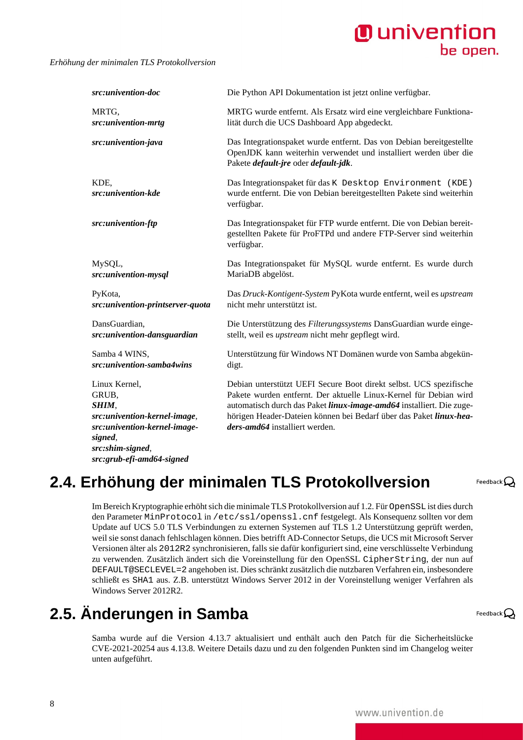| | |
|---|---|
| ***src:univention-doc*** | Die Python API Dokumentation ist jetzt online verfügbar. |
| MRTG, ***src:univention-mrtg*** | MRTG wurde entfernt. Als Ersatz wird eine vergleichbare Funktionalität durch die UCS Dashboard App abgedeckt. |
| ***src:univention-java*** | Das Integrationspaket wurde entfernt. Das von Debian bereitgestellte OpenJDK kann weiterhin verwendet und installiert werden über die Pakete ***default-jre*** oder ***default-jdk***. |
| KDE, ***src:univention-kde*** | Das Integrationspaket für das `K Desktop Environment (KDE)` wurde entfernt. Die von Debian bereitgestellten Pakete sind weiterhin verfügbar. |
| ***src:univention-ftp*** | Das Integrationspaket für FTP wurde entfernt. Die von Debian bereitgestellten Pakete für ProFTPd und andere FTP-Server sind weiterhin verfügbar. |
| MySQL, ***src:univention-mysql*** | Das Integrationspaket für MySQL wurde entfernt. Es wurde durch MariaDB abgelöst. |
| PyKota, ***src:univention-printserver-quota*** | Das *Druck-Kontigent-System* PyKota wurde entfernt, weil es *upstream* nicht mehr unterstützt ist. |
| DansGuardian, ***src:univention-dansguardian*** | Die Unterstützung des *Filterungssystems* DansGuardian wurde eingestellt, weil es *upstream* nicht mehr gepflegt wird. |
| Samba 4 WINS, ***src:univention-samba4wins*** | Unterstützung für Windows NT Domänen wurde von Samba abgekündigt. |
| Linux Kernel, GRUB, ***SHIM***, ***src:univention-kernel-image***, ***src:univention-kernel-image-signed***, ***src:shim-signed***, ***src:grub-efi-amd64-signed*** | Debian unterstützt UEFI Secure Boot direkt selbst. UCS spezifische Pakete wurden entfernt. Der aktuelle Linux-Kernel für Debian wird automatisch durch das Paket ***linux-image-amd64*** installiert. Die zugehörigen Header-Dateien können bei Bedarf über das Paket ***linux-headers-amd64*** installiert werden. |

## 2.4. Erhöhung der minimalen TLS Protokollversion

Im Bereich Kryptographie erhöht sich die minimale TLS Protokollversion auf 1.2. Für `OpenSSL` ist dies durch den Parameter `MinProtocol` in `/etc/ssl/openssl.cnf` festgelegt. Als Konsequenz sollten vor dem Update auf UCS 5.0 TLS Verbindungen zu externen Systemen auf TLS 1.2 Unterstützung geprüft werden, weil sie sonst danach fehlschlagen können. Dies betrifft AD-Connector Setups, die UCS mit Microsoft Server Versionen älter als `2012R2` synchronisieren, falls sie dafür konfiguriert sind, eine verschlüsselte Verbindung zu verwenden. Zusätzlich ändert sich die Voreinstellung für den OpenSSL `CipherString`, der nun auf `DEFAULT@SECLEVEL=2` angehoben ist. Dies schränkt zusätzlich die nutzbaren Verfahren ein, insbesondere schließt es `SHA1` aus. Z.B. unterstützt Windows Server 2012 in der Voreinstellung weniger Verfahren als Windows Server 2012R2.

## 2.5. Änderungen in Samba

Samba wurde auf die Version 4.13.7 aktualisiert und enthält auch den Patch für die Sicherheitslücke CVE-2021-20254 aus 4.13.8. Weitere Details dazu und zu den folgenden Punkten sind im Changelog weiter unten aufgeführt.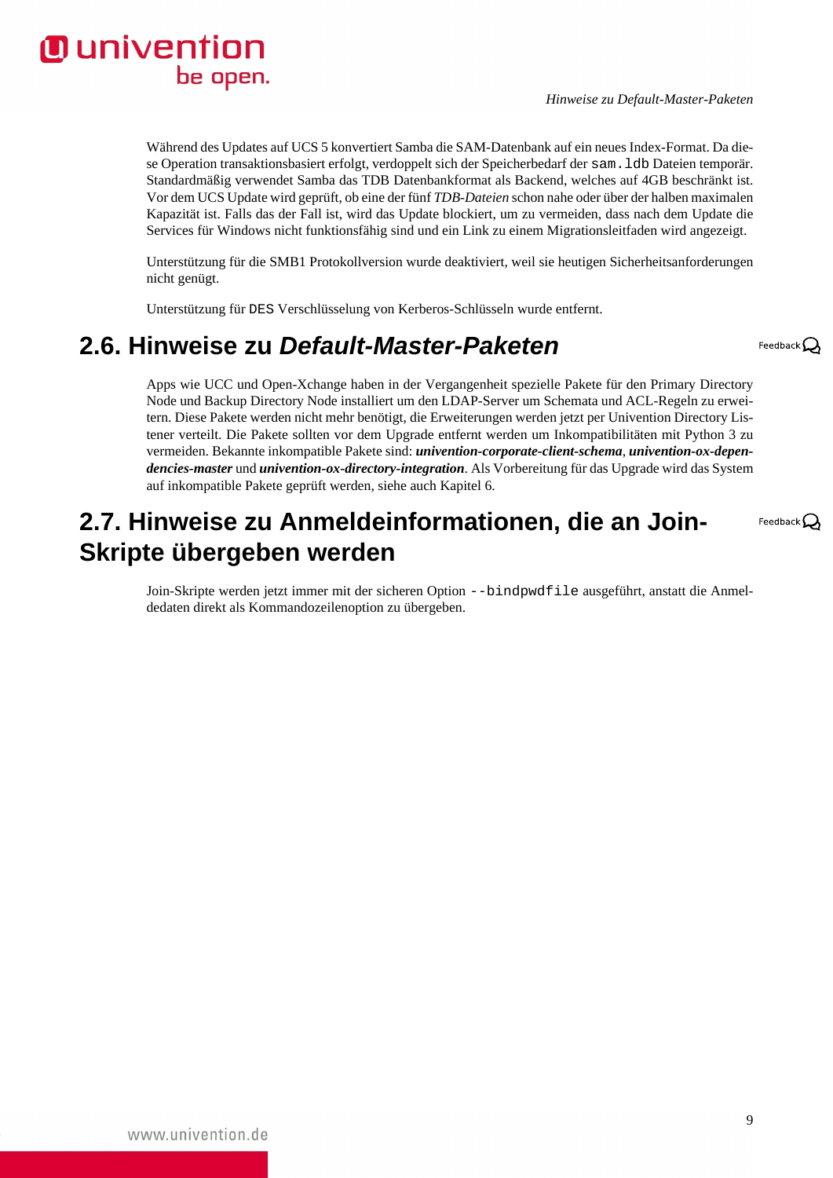Während des Updates auf UCS 5 konvertiert Samba die SAM-Datenbank auf ein neues Index-Format. Da diese Operation transaktionsbasiert erfolgt, verdoppelt sich der Speicherbedarf der `sam.ldb` Dateien temporär. Standardmäßig verwendet Samba das TDB Datenbankformat als Backend, welches auf 4GB beschränkt ist. Vor dem UCS Update wird geprüft, ob eine der fünf *TDB-Dateien* schon nahe oder über der halben maximalen Kapazität ist. Falls das der Fall ist, wird das Update blockiert, um zu vermeiden, dass nach dem Update die Services für Windows nicht funktionsfähig sind und ein Link zu einem Migrationsleitfaden wird angezeigt.

Unterstützung für die SMB1 Protokollversion wurde deaktiviert, weil sie heutigen Sicherheitsanforderungen nicht genügt.

Unterstützung für `DES` Verschlüsselung von Kerberos-Schlüsseln wurde entfernt.

## 2.6. Hinweise zu *Default-Master-Paketen*

Apps wie UCC und Open-Xchange haben in der Vergangenheit spezielle Pakete für den Primary Directory Node und Backup Directory Node installiert um den LDAP-Server um Schemata und ACL-Regeln zu erweitern. Diese Pakete werden nicht mehr benötigt, die Erweiterungen werden jetzt per Univention Directory Listener verteilt. Die Pakete sollten vor dem Upgrade entfernt werden um Inkompatibilitäten mit Python 3 zu vermeiden. Bekannte inkompatible Pakete sind: ***univention-corporate-client-schema***, ***univention-ox-dependencies-master*** und ***univention-ox-directory-integration***. Als Vorbereitung für das Upgrade wird das System auf inkompatible Pakete geprüft werden, siehe auch Kapitel 6.

## 2.7. Hinweise zu Anmeldeinformationen, die an Join-Skripte übergeben werden

Join-Skripte werden jetzt immer mit der sicheren Option `--bindpwdfile` ausgeführt, anstatt die Anmeldedaten direkt als Kommandozeilenoption zu übergeben.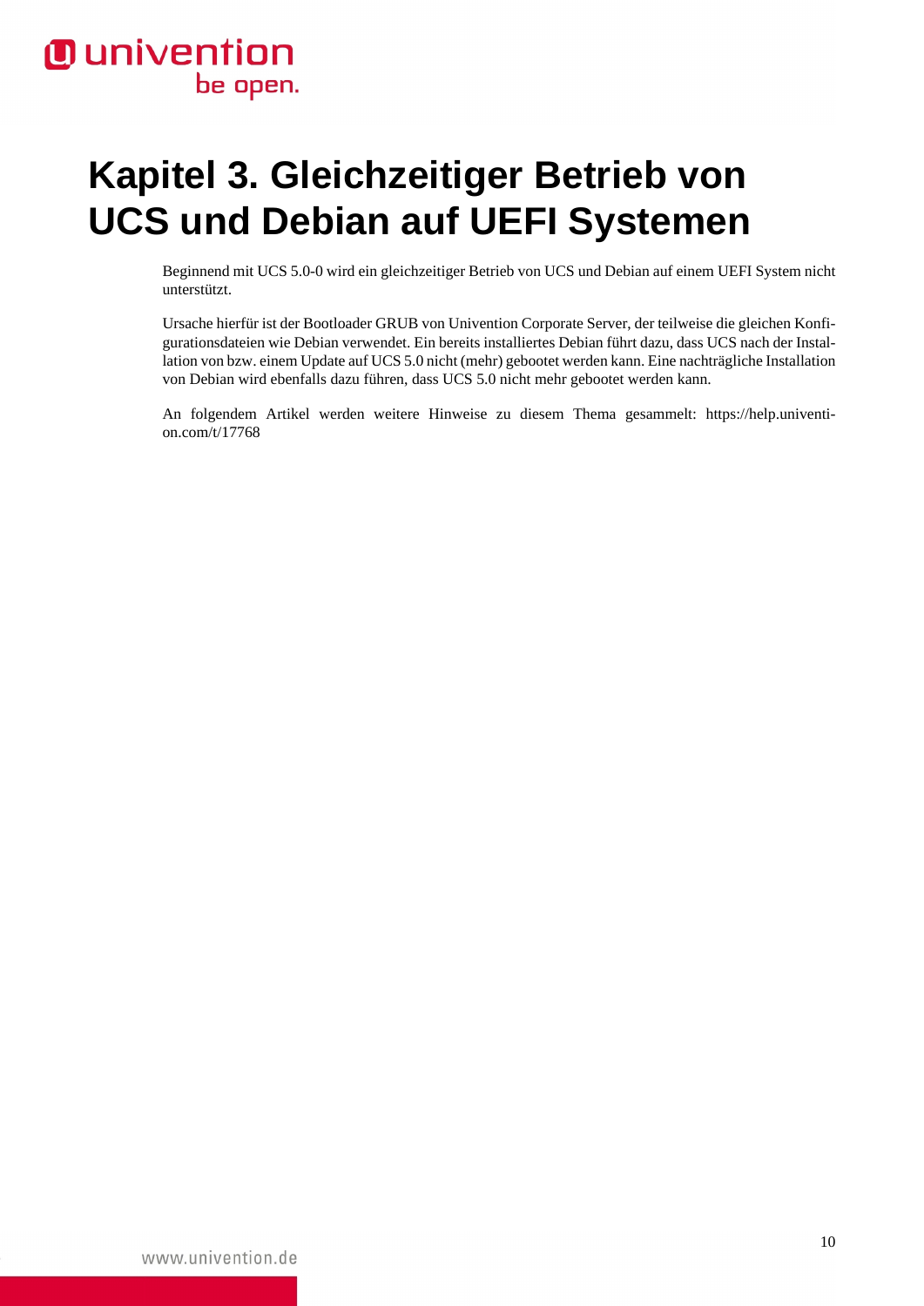# Kapitel 3. Gleichzeitiger Betrieb von UCS und Debian auf UEFI Systemen

Beginnend mit UCS 5.0-0 wird ein gleichzeitiger Betrieb von UCS und Debian auf einem UEFI System nicht unterstützt.

Ursache hierfür ist der Bootloader GRUB von Univention Corporate Server, der teilweise die gleichen Konfigurationsdateien wie Debian verwendet. Ein bereits installiertes Debian führt dazu, dass UCS nach der Installation von bzw. einem Update auf UCS 5.0 nicht (mehr) gebootet werden kann. Eine nachträgliche Installation von Debian wird ebenfalls dazu führen, dass UCS 5.0 nicht mehr gebootet werden kann.

An folgendem Artikel werden weitere Hinweise zu diesem Thema gesammelt: https://help.univention.com/t/17768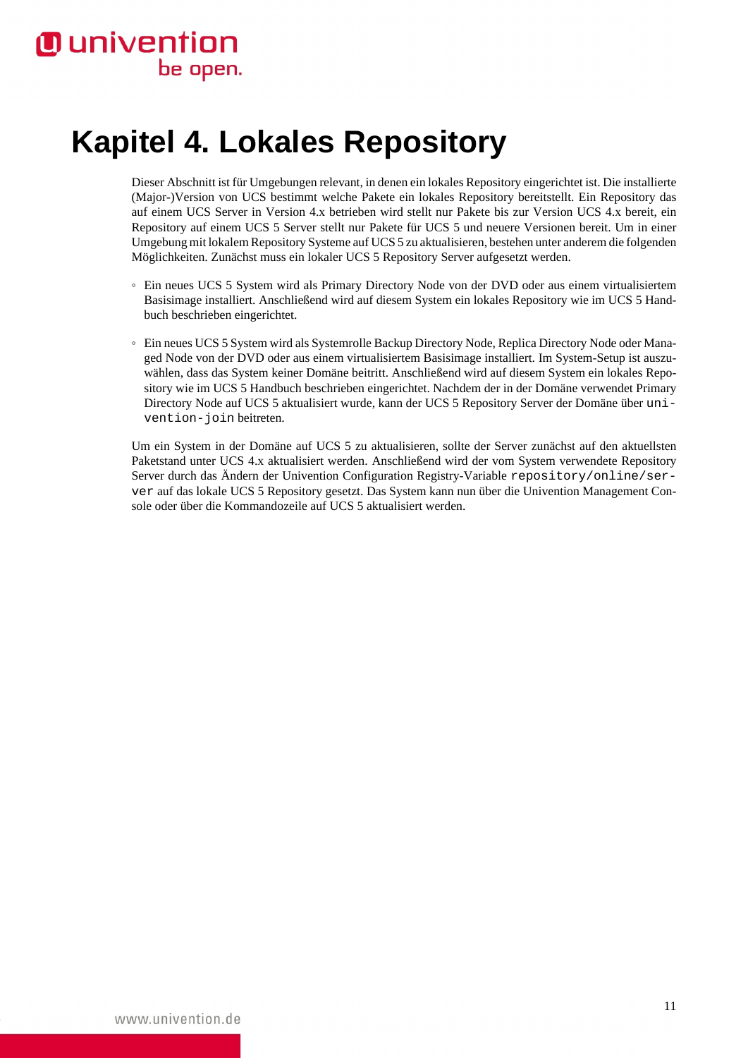# Kapitel 4. Lokales Repository

Dieser Abschnitt ist für Umgebungen relevant, in denen ein lokales Repository eingerichtet ist. Die installierte (Major-)Version von UCS bestimmt welche Pakete ein lokales Repository bereitstellt. Ein Repository das auf einem UCS Server in Version 4.x betrieben wird stellt nur Pakete bis zur Version UCS 4.x bereit, ein Repository auf einem UCS 5 Server stellt nur Pakete für UCS 5 und neuere Versionen bereit. Um in einer Umgebung mit lokalem Repository Systeme auf UCS 5 zu aktualisieren, bestehen unter anderem die folgenden Möglichkeiten. Zunächst muss ein lokaler UCS 5 Repository Server aufgesetzt werden.

- Ein neues UCS 5 System wird als Primary Directory Node von der DVD oder aus einem virtualisiertem Basisimage installiert. Anschließend wird auf diesem System ein lokales Repository wie im UCS 5 Handbuch beschrieben eingerichtet.
- Ein neues UCS 5 System wird als Systemrolle Backup Directory Node, Replica Directory Node oder Managed Node von der DVD oder aus einem virtualisiertem Basisimage installiert. Im System-Setup ist auszuwählen, dass das System keiner Domäne beitritt. Anschließend wird auf diesem System ein lokales Repository wie im UCS 5 Handbuch beschrieben eingerichtet. Nachdem der in der Domäne verwendete Primary Directory Node auf UCS 5 aktualisiert wurde, kann der UCS 5 Repository Server der Domäne über `univention-join` beitreten.

Um ein System in der Domäne auf UCS 5 zu aktualisieren, sollte der Server zunächst auf den aktuellsten Paketstand unter UCS 4.x aktualisiert werden. Anschließend wird der vom System verwendete Repository Server durch das Ändern der Univention Configuration Registry-Variable `repository/online/server` auf das lokale UCS 5 Repository gesetzt. Das System kann nun über die Univention Management Console oder über die Kommandozeile auf UCS 5 aktualisiert werden.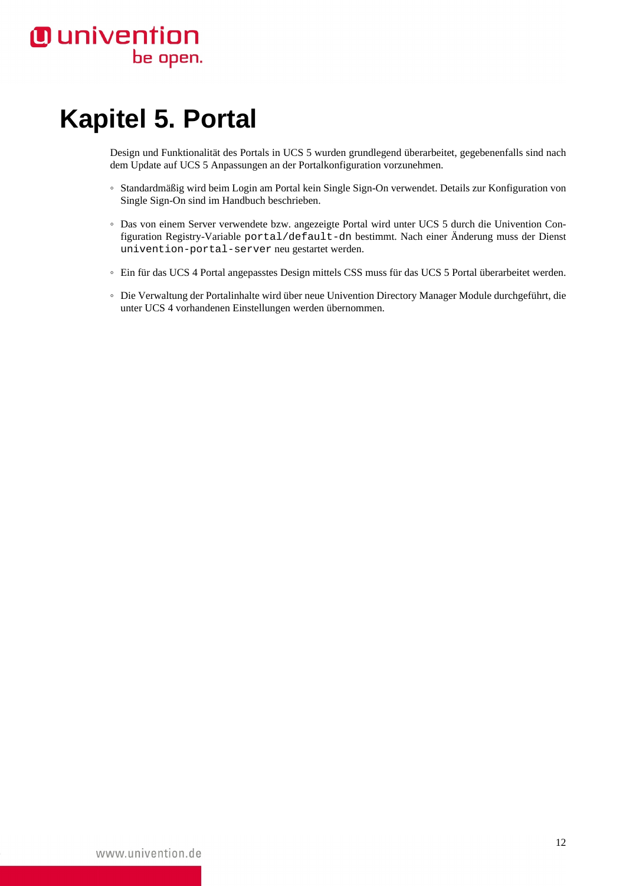# Kapitel 5. Portal

Design und Funktionalität des Portals in UCS 5 wurden grundlegend überarbeitet, gegebenenfalls sind nach dem Update auf UCS 5 Anpassungen an der Portalkonfiguration vorzunehmen.

- Standardmäßig wird beim Login am Portal kein Single Sign-On verwendet. Details zur Konfiguration von Single Sign-On sind im Handbuch beschrieben.
- Das von einem Server verwendete bzw. angezeigte Portal wird unter UCS 5 durch die Univention Configuration Registry-Variable `portal/default-dn` bestimmt. Nach einer Änderung muss der Dienst `univention-portal-server` neu gestartet werden.
- Ein für das UCS 4 Portal angepasstes Design mittels CSS muss für das UCS 5 Portal überarbeitet werden.
- Die Verwaltung der Portalinhalte wird über neue Univention Directory Manager Module durchgeführt, die unter UCS 4 vorhandenen Einstellungen werden übernommen.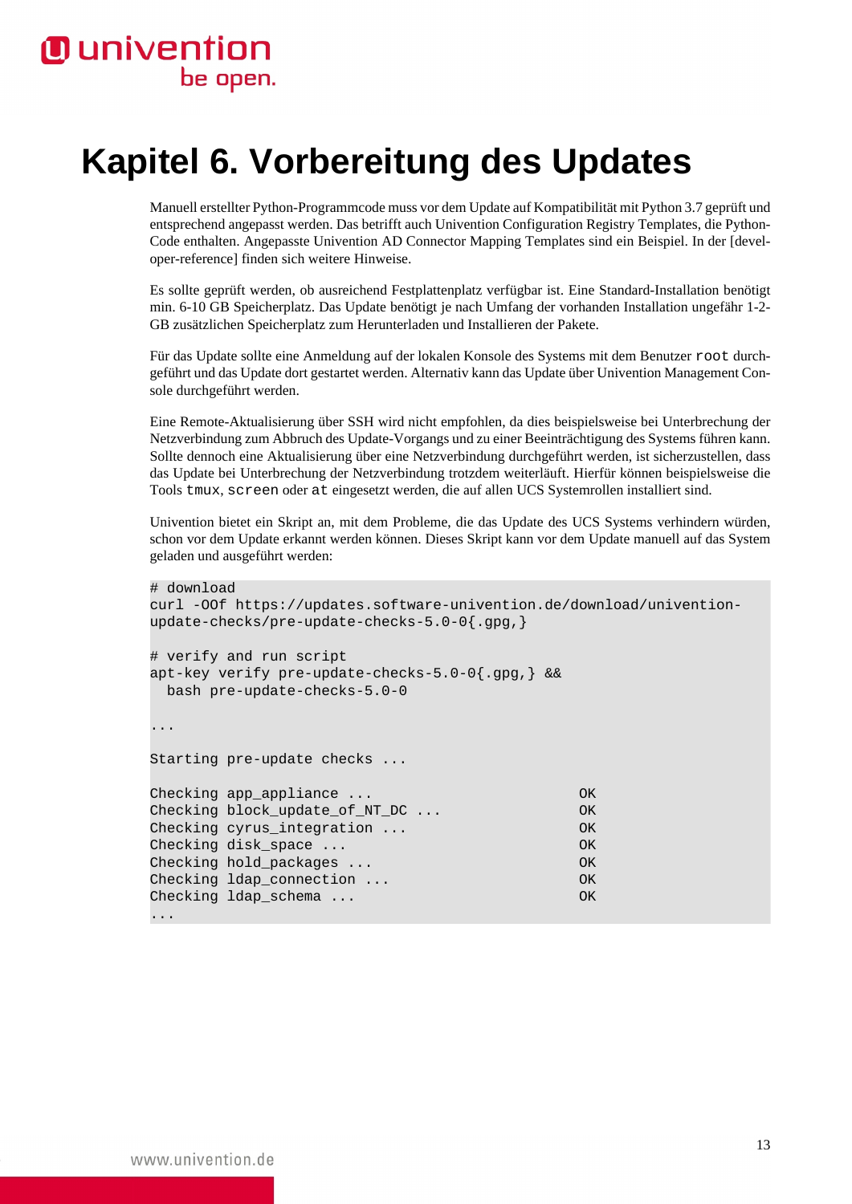# Kapitel 6. Vorbereitung des Updates

Manuell erstellter Python-Programmcode muss vor dem Update auf Kompatibilität mit Python 3.7 geprüft und entsprechend angepasst werden. Das betrifft auch Univention Configuration Registry Templates, die Python-Code enthalten. Angepasste Univention AD Connector Mapping Templates sind ein Beispiel. In der [developer-reference] finden sich weitere Hinweise.

Es sollte geprüft werden, ob ausreichend Festplattenplatz verfügbar ist. Eine Standard-Installation benötigt min. 6-10 GB Speicherplatz. Das Update benötigt je nach Umfang der vorhanden Installation ungefähr 1-2-GB zusätzlichen Speicherplatz zum Herunterladen und Installieren der Pakete.

Für das Update sollte eine Anmeldung auf der lokalen Konsole des Systems mit dem Benutzer `root` durchgeführt und das Update dort gestartet werden. Alternativ kann das Update über Univention Management Console durchgeführt werden.

Eine Remote-Aktualisierung über SSH wird nicht empfohlen, da dies beispielsweise bei Unterbrechung der Netzverbindung zum Abbruch des Update-Vorgangs und zu einer Beeinträchtigung des Systems führen kann. Sollte dennoch eine Aktualisierung über eine Netzverbindung durchgeführt werden, ist sicherzustellen, dass das Update bei Unterbrechung der Netzverbindung trotzdem weiterläuft. Hierfür können beispielsweise die Tools `tmux`, `screen` oder `at` eingesetzt werden, die auf allen UCS Systemrollen installiert sind.

Univention bietet ein Skript an, mit dem Probleme, die das Update des UCS Systems verhindern würden, schon vor dem Update erkannt werden können. Dieses Skript kann vor dem Update manuell auf das System geladen und ausgeführt werden:

```
# download
curl -OOf https://updates.software-univention.de/download/univention-
update-checks/pre-update-checks-5.0-0{.gpg,}

# verify and run script
apt-key verify pre-update-checks-5.0-0{.gpg,} &&
  bash pre-update-checks-5.0-0

...

Starting pre-update checks ...

Checking app_appliance ...                          OK
Checking block_update_of_NT_DC ...                  OK
Checking cyrus_integration ...                      OK
Checking disk_space ...                             OK
Checking hold_packages ...                          OK
Checking ldap_connection ...                        OK
Checking ldap_schema ...                            OK
...
```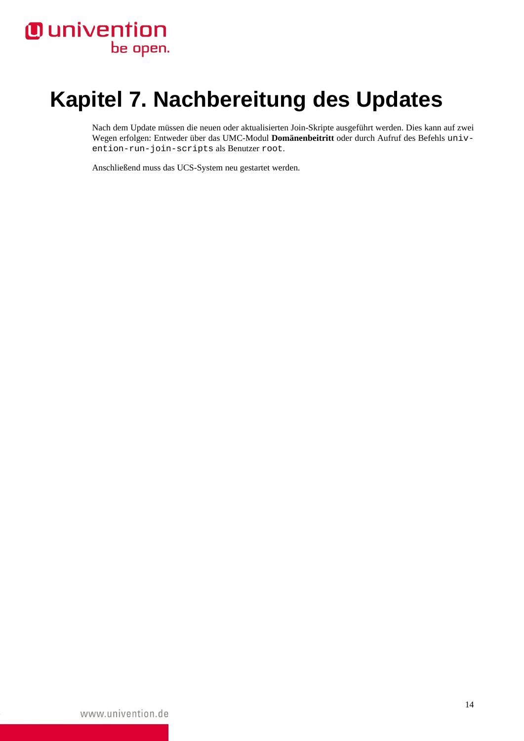# Kapitel 7. Nachbereitung des Updates

Nach dem Update müssen die neuen oder aktualisierten Join-Skripte ausgeführt werden. Dies kann auf zwei Wegen erfolgen: Entweder über das UMC-Modul **Domänenbeitritt** oder durch Aufruf des Befehls `univention-run-join-scripts` als Benutzer `root`.

Anschließend muss das UCS-System neu gestartet werden.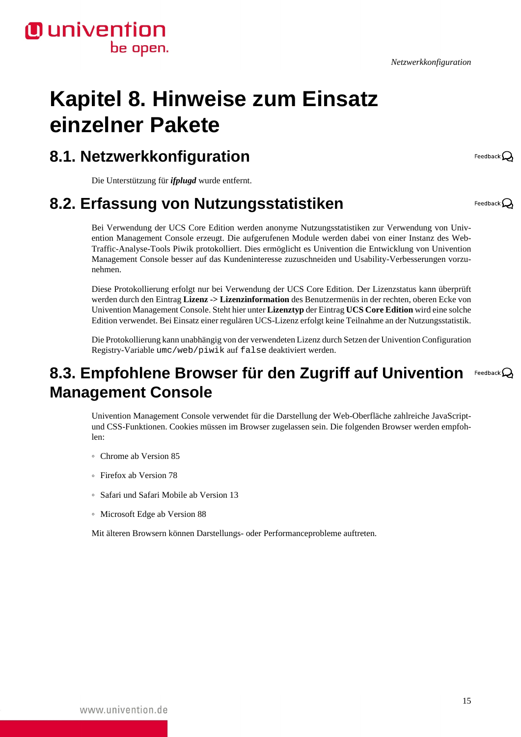# Kapitel 8. Hinweise zum Einsatz einzelner Pakete

## 8.1. Netzwerkkonfiguration

Die Unterstützung für ***ifplugd*** wurde entfernt.

## 8.2. Erfassung von Nutzungsstatistiken

Bei Verwendung der UCS Core Edition werden anonyme Nutzungsstatistiken zur Verwendung von Univention Management Console erzeugt. Die aufgerufenen Module werden dabei von einer Instanz des Web-Traffic-Analyse-Tools Piwik protokolliert. Dies ermöglicht es Univention die Entwicklung von Univention Management Console besser auf das Kundeninteresse zuzuschneiden und Usability-Verbesserungen vorzunehmen.

Diese Protokollierung erfolgt nur bei Verwendung der UCS Core Edition. Der Lizenzstatus kann überprüft werden durch den Eintrag **Lizenz** -> **Lizenzinformation** des Benutzermenüs in der rechten, oberen Ecke von Univention Management Console. Steht hier unter **Lizenztyp** der Eintrag **UCS Core Edition** wird eine solche Edition verwendet. Bei Einsatz einer regulären UCS-Lizenz erfolgt keine Teilnahme an der Nutzungsstatistik.

Die Protokollierung kann unabhängig von der verwendeten Lizenz durch Setzen der Univention Configuration Registry-Variable `umc/web/piwik` auf `false` deaktiviert werden.

## 8.3. Empfohlene Browser für den Zugriff auf Univention Management Console

Univention Management Console verwendet für die Darstellung der Web-Oberfläche zahlreiche JavaScript- und CSS-Funktionen. Cookies müssen im Browser zugelassen sein. Die folgenden Browser werden empfohlen:

- Chrome ab Version 85
- Firefox ab Version 78
- Safari und Safari Mobile ab Version 13
- Microsoft Edge ab Version 88

Mit älteren Browsern können Darstellungs- oder Performanceprobleme auftreten.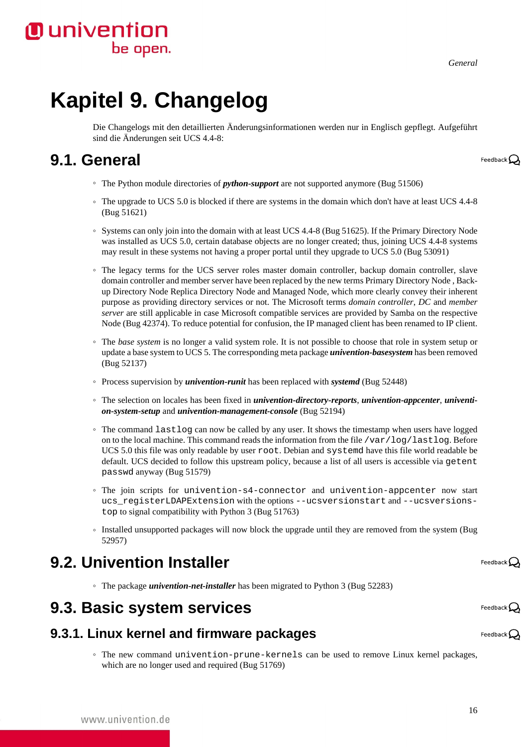# Kapitel 9. Changelog

Die Changelogs mit den detaillierten Änderungsinformationen werden nur in Englisch gepflegt. Aufgeführt sind die Änderungen seit UCS 4.4-8:

## 9.1. General

- The Python module directories of ***python-support*** are not supported anymore (Bug 51506)
- The upgrade to UCS 5.0 is blocked if there are systems in the domain which don't have at least UCS 4.4-8 (Bug 51621)
- Systems can only join into the domain with at least UCS 4.4-8 (Bug 51625). If the Primary Directory Node was installed as UCS 5.0, certain database objects are no longer created; thus, joining UCS 4.4-8 systems may result in these systems not having a proper portal until they upgrade to UCS 5.0 (Bug 53091)
- The legacy terms for the UCS server roles master domain controller, backup domain controller, slave domain controller and member server have been replaced by the new terms Primary Directory Node , Backup Directory Node Replica Directory Node and Managed Node, which more clearly convey their inherent purpose as providing directory services or not. The Microsoft terms *domain controller*, *DC* and *member server* are still applicable in case Microsoft compatible services are provided by Samba on the respective Node (Bug 42374). To reduce potential for confusion, the IP managed client has been renamed to IP client.
- The *base system* is no longer a valid system role. It is not possible to choose that role in system setup or update a base system to UCS 5. The corresponding meta package ***univention-basesystem*** has been removed (Bug 52137)
- Process supervision by ***univention-runit*** has been replaced with ***systemd*** (Bug 52448)
- The selection on locales has been fixed in ***univention-directory-reports***, ***univention-appcenter***, ***univention-system-setup*** and ***univention-management-console*** (Bug 52194)
- The command `lastlog` can now be called by any user. It shows the timestamp when users have logged on to the local machine. This command reads the information from the file `/var/log/lastlog`. Before UCS 5.0 this file was only readable by user `root`. Debian and `systemd` have this file world readable be default. UCS decided to follow this upstream policy, because a list of all users is accessible via `getent passwd` anyway (Bug 51579)
- The join scripts for `univention-s4-connector` and `univention-appcenter` now start `ucs_registerLDAPExtension` with the options `--ucsversionstart` and `--ucsversionstop` to signal compatibility with Python 3 (Bug 51763)
- Installed unsupported packages will now block the upgrade until they are removed from the system (Bug 52957)

## 9.2. Univention Installer

- The package ***univention-net-installer*** has been migrated to Python 3 (Bug 52283)

## 9.3. Basic system services

### 9.3.1. Linux kernel and firmware packages

- The new command `univention-prune-kernels` can be used to remove Linux kernel packages, which are no longer used and required (Bug 51769)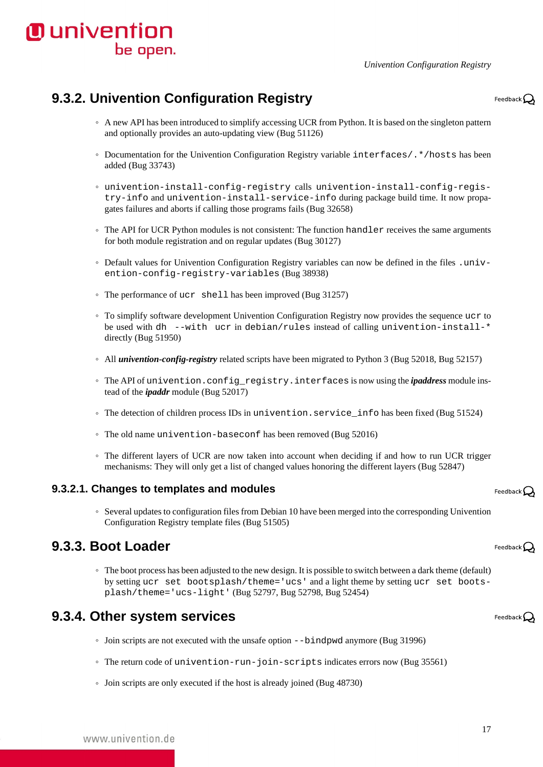## 9.3.2. Univention Configuration Registry

- A new API has been introduced to simplify accessing UCR from Python. It is based on the singleton pattern and optionally provides an auto-updating view (Bug 51126)
- Documentation for the Univention Configuration Registry variable `interfaces/.*/hosts` has been added (Bug 33743)
- `univention-install-config-registry` calls `univention-install-config-registry-info` and `univention-install-service-info` during package build time. It now propagates failures and aborts if calling those programs fails (Bug 32658)
- The API for UCR Python modules is not consistent: The function `handler` receives the same arguments for both module registration and on regular updates (Bug 30127)
- Default values for Univention Configuration Registry variables can now be defined in the files `.univention-config-registry-variables` (Bug 38938)
- The performance of `ucr shell` has been improved (Bug 31257)
- To simplify software development Univention Configuration Registry now provides the sequence `ucr` to be used with `dh --with ucr` in `debian/rules` instead of calling `univention-install-*` directly (Bug 51950)
- All ***univention-config-registry*** related scripts have been migrated to Python 3 (Bug 52018, Bug 52157)
- The API of `univention.config_registry.interfaces` is now using the ***ipaddress*** module instead of the ***ipaddr*** module (Bug 52017)
- The detection of children process IDs in `univention.service_info` has been fixed (Bug 51524)
- The old name `univention-baseconf` has been removed (Bug 52016)
- The different layers of UCR are now taken into account when deciding if and how to run UCR trigger mechanisms: They will only get a list of changed values honoring the different layers (Bug 52847)

### 9.3.2.1. Changes to templates and modules

- Several updates to configuration files from Debian 10 have been merged into the corresponding Univention Configuration Registry template files (Bug 51505)

## 9.3.3. Boot Loader

- The boot process has been adjusted to the new design. It is possible to switch between a dark theme (default) by setting `ucr set bootsplash/theme='ucs'` and a light theme by setting `ucr set bootsplash/theme='ucs-light'` (Bug 52797, Bug 52798, Bug 52454)

## 9.3.4. Other system services

- Join scripts are not executed with the unsafe option `--bindpwd` anymore (Bug 31996)
- The return code of `univention-run-join-scripts` indicates errors now (Bug 35561)
- Join scripts are only executed if the host is already joined (Bug 48730)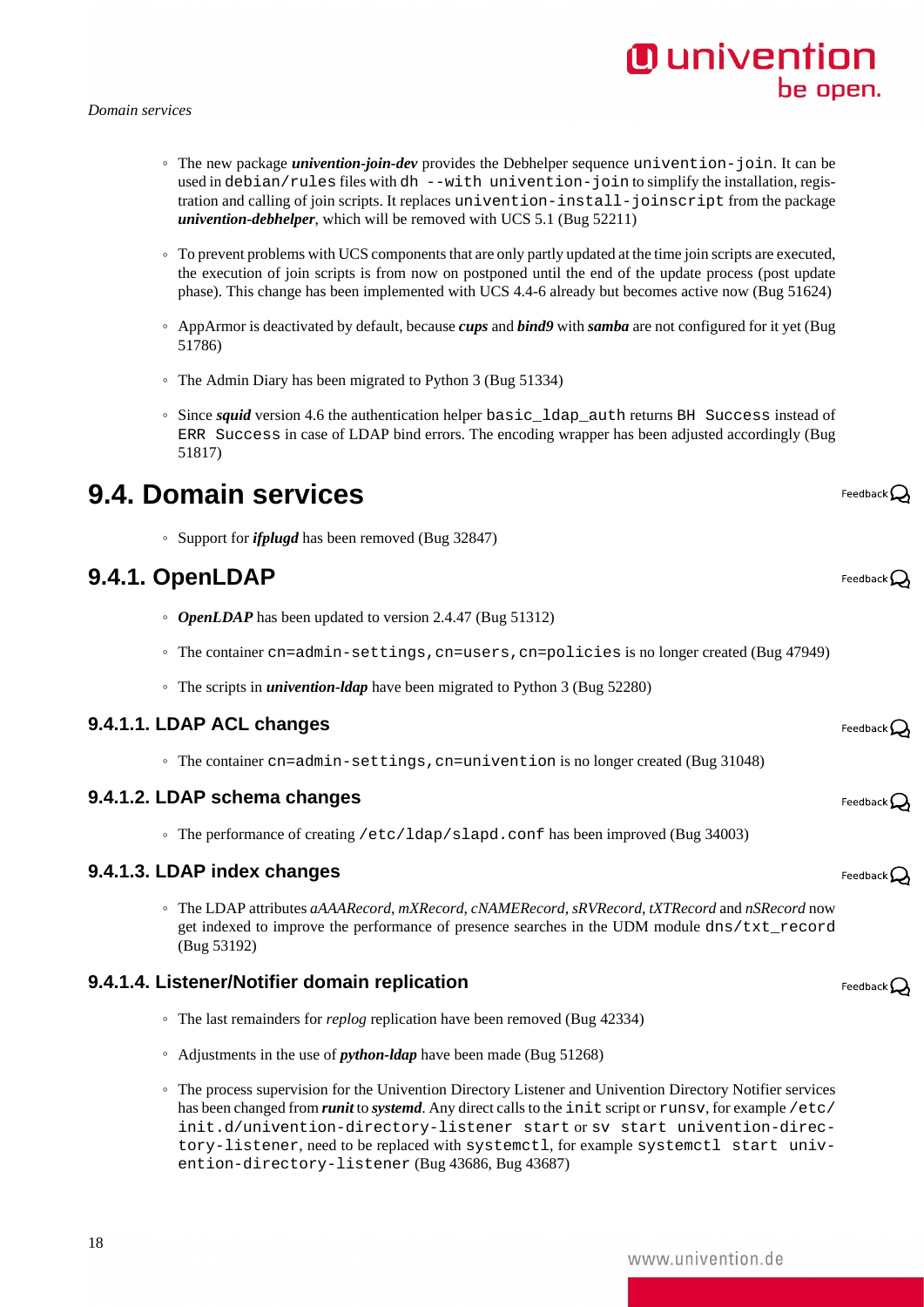- The new package ***univention-join-dev*** provides the Debhelper sequence `univention-join`. It can be used in `debian/rules` files with `dh --with univention-join` to simplify the installation, registration and calling of join scripts. It replaces `univention-install-joinscript` from the package ***univention-debhelper***, which will be removed with UCS 5.1 (Bug 52211)

- To prevent problems with UCS components that are only partly updated at the time join scripts are executed, the execution of join scripts is from now on postponed until the end of the update process (post update phase). This change has been implemented with UCS 4.4-6 already but becomes active now (Bug 51624)

- AppArmor is deactivated by default, because ***cups*** and ***bind9*** with ***samba*** are not configured for it yet (Bug 51786)

- The Admin Diary has been migrated to Python 3 (Bug 51334)

- Since ***squid*** version 4.6 the authentication helper `basic_ldap_auth` returns `BH Success` instead of `ERR Success` in case of LDAP bind errors. The encoding wrapper has been adjusted accordingly (Bug 51817)

## 9.4. Domain services

- Support for ***ifplugd*** has been removed (Bug 32847)

### 9.4.1. OpenLDAP

- ***OpenLDAP*** has been updated to version 2.4.47 (Bug 51312)

- The container `cn=admin-settings,cn=users,cn=policies` is no longer created (Bug 47949)

- The scripts in ***univention-ldap*** have been migrated to Python 3 (Bug 52280)

#### 9.4.1.1. LDAP ACL changes

- The container `cn=admin-settings,cn=univention` is no longer created (Bug 31048)

#### 9.4.1.2. LDAP schema changes

- The performance of creating `/etc/ldap/slapd.conf` has been improved (Bug 34003)

#### 9.4.1.3. LDAP index changes

- The LDAP attributes *aAAARecord*, *mXRecord*, *cNAMERecord*, *sRVRecord*, *tXTRecord* and *nSRecord* now get indexed to improve the performance of presence searches in the UDM module `dns/txt_record` (Bug 53192)

#### 9.4.1.4. Listener/Notifier domain replication

- The last remainders for *replog* replication have been removed (Bug 42334)

- Adjustments in the use of ***python-ldap*** have been made (Bug 51268)

- The process supervision for the Univention Directory Listener and Univention Directory Notifier services has been changed from ***runit*** to ***systemd***. Any direct calls to the `init` script or `runsv`, for example `/etc/init.d/univention-directory-listener start` or `sv start univention-directory-listener`, need to be replaced with `systemctl`, for example `systemctl start univention-directory-listener` (Bug 43686, Bug 43687)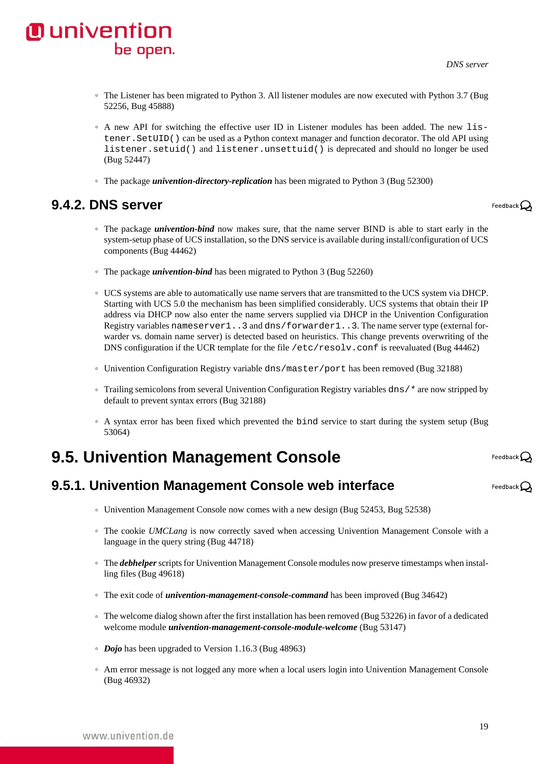- The Listener has been migrated to Python 3. All listener modules are now executed with Python 3.7 (Bug 52256, Bug 45888)
- A new API for switching the effective user ID in Listener modules has been added. The new `listener.SetUID()` can be used as a Python context manager and function decorator. The old API using `listener.setuid()` and `listener.unsettuid()` is deprecated and should no longer be used (Bug 52447)
- The package ***univention-directory-replication*** has been migrated to Python 3 (Bug 52300)

### 9.4.2. DNS server

- The package ***univention-bind*** now makes sure, that the name server BIND is able to start early in the system-setup phase of UCS installation, so the DNS service is available during install/configuration of UCS components (Bug 44462)
- The package ***univention-bind*** has been migrated to Python 3 (Bug 52260)
- UCS systems are able to automatically use name servers that are transmitted to the UCS system via DHCP. Starting with UCS 5.0 the mechanism has been simplified considerably. UCS systems that obtain their IP address via DHCP now also enter the name servers supplied via DHCP in the Univention Configuration Registry variables `nameserver1..3` and `dns/forwarder1..3`. The name server type (external forwarder vs. domain name server) is detected based on heuristics. This change prevents overwriting of the DNS configuration if the UCR template for the file `/etc/resolv.conf` is reevaluated (Bug 44462)
- Univention Configuration Registry variable `dns/master/port` has been removed (Bug 32188)
- Trailing semicolons from several Univention Configuration Registry variables `dns/*` are now stripped by default to prevent syntax errors (Bug 32188)
- A syntax error has been fixed which prevented the `bind` service to start during the system setup (Bug 53064)

## 9.5. Univention Management Console

### 9.5.1. Univention Management Console web interface

- Univention Management Console now comes with a new design (Bug 52453, Bug 52538)
- The cookie *UMCLang* is now correctly saved when accessing Univention Management Console with a language in the query string (Bug 44718)
- The ***debhelper*** scripts for Univention Management Console modules now preserve timestamps when installing files (Bug 49618)
- The exit code of ***univention-management-console-command*** has been improved (Bug 34642)
- The welcome dialog shown after the first installation has been removed (Bug 53226) in favor of a dedicated welcome module ***univention-management-console-module-welcome*** (Bug 53147)
- ***Dojo*** has been upgraded to Version 1.16.3 (Bug 48963)
- Am error message is not logged any more when a local users login into Univention Management Console (Bug 46932)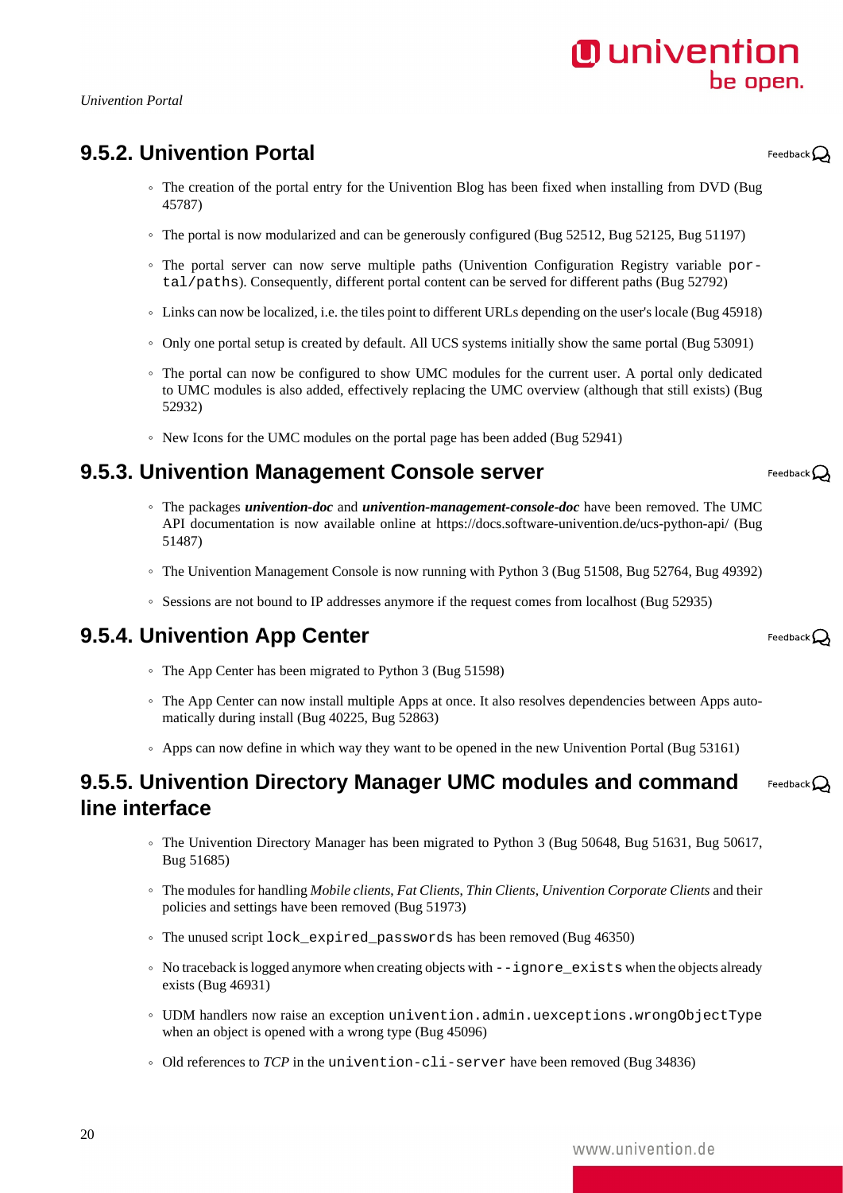## 9.5.2. Univention Portal

- The creation of the portal entry for the Univention Blog has been fixed when installing from DVD (Bug 45787)
- The portal is now modularized and can be generously configured (Bug 52512, Bug 52125, Bug 51197)
- The portal server can now serve multiple paths (Univention Configuration Registry variable `portal/paths`). Consequently, different portal content can be served for different paths (Bug 52792)
- Links can now be localized, i.e. the tiles point to different URLs depending on the user's locale (Bug 45918)
- Only one portal setup is created by default. All UCS systems initially show the same portal (Bug 53091)
- The portal can now be configured to show UMC modules for the current user. A portal only dedicated to UMC modules is also added, effectively replacing the UMC overview (although that still exists) (Bug 52932)
- New Icons for the UMC modules on the portal page has been added (Bug 52941)

## 9.5.3. Univention Management Console server

- The packages ***univention-doc*** and ***univention-management-console-doc*** have been removed. The UMC API documentation is now available online at https://docs.software-univention.de/ucs-python-api/ (Bug 51487)
- The Univention Management Console is now running with Python 3 (Bug 51508, Bug 52764, Bug 49392)
- Sessions are not bound to IP addresses anymore if the request comes from localhost (Bug 52935)

## 9.5.4. Univention App Center

- The App Center has been migrated to Python 3 (Bug 51598)
- The App Center can now install multiple Apps at once. It also resolves dependencies between Apps automatically during install (Bug 40225, Bug 52863)
- Apps can now define in which way they want to be opened in the new Univention Portal (Bug 53161)

## 9.5.5. Univention Directory Manager UMC modules and command line interface

- The Univention Directory Manager has been migrated to Python 3 (Bug 50648, Bug 51631, Bug 50617, Bug 51685)
- The modules for handling *Mobile clients*, *Fat Clients*, *Thin Clients*, *Univention Corporate Clients* and their policies and settings have been removed (Bug 51973)
- The unused script `lock_expired_passwords` has been removed (Bug 46350)
- No traceback is logged anymore when creating objects with `--ignore_exists` when the objects already exists (Bug 46931)
- UDM handlers now raise an exception `univention.admin.uexceptions.wrongObjectType` when an object is opened with a wrong type (Bug 45096)
- Old references to *TCP* in the `univention-cli-server` have been removed (Bug 34836)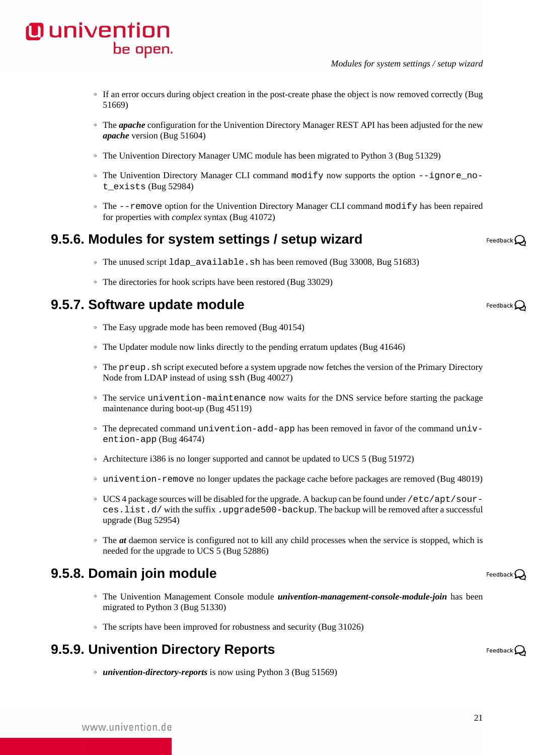- If an error occurs during object creation in the post-create phase the object is now removed correctly (Bug 51669)
- The ***apache*** configuration for the Univention Directory Manager REST API has been adjusted for the new ***apache*** version (Bug 51604)
- The Univention Directory Manager UMC module has been migrated to Python 3 (Bug 51329)
- The Univention Directory Manager CLI command `modify` now supports the option `--ignore_not_exists` (Bug 52984)
- The `--remove` option for the Univention Directory Manager CLI command `modify` has been repaired for properties with *complex* syntax (Bug 41072)

### 9.5.6. Modules for system settings / setup wizard

- The unused script `ldap_available.sh` has been removed (Bug 33008, Bug 51683)
- The directories for hook scripts have been restored (Bug 33029)

### 9.5.7. Software update module

- The Easy upgrade mode has been removed (Bug 40154)
- The Updater module now links directly to the pending erratum updates (Bug 41646)
- The `preup.sh` script executed before a system upgrade now fetches the version of the Primary Directory Node from LDAP instead of using `ssh` (Bug 40027)
- The service `univention-maintenance` now waits for the DNS service before starting the package maintenance during boot-up (Bug 45119)
- The deprecated command `univention-add-app` has been removed in favor of the command `univention-app` (Bug 46474)
- Architecture i386 is no longer supported and cannot be updated to UCS 5 (Bug 51972)
- `univention-remove` no longer updates the package cache before packages are removed (Bug 48019)
- UCS 4 package sources will be disabled for the upgrade. A backup can be found under `/etc/apt/sources.list.d/` with the suffix `.upgrade500-backup`. The backup will be removed after a successful upgrade (Bug 52954)
- The ***at*** daemon service is configured not to kill any child processes when the service is stopped, which is needed for the upgrade to UCS 5 (Bug 52886)

### 9.5.8. Domain join module

- The Univention Management Console module ***univention-management-console-module-join*** has been migrated to Python 3 (Bug 51330)
- The scripts have been improved for robustness and security (Bug 31026)

### 9.5.9. Univention Directory Reports

- ***univention-directory-reports*** is now using Python 3 (Bug 51569)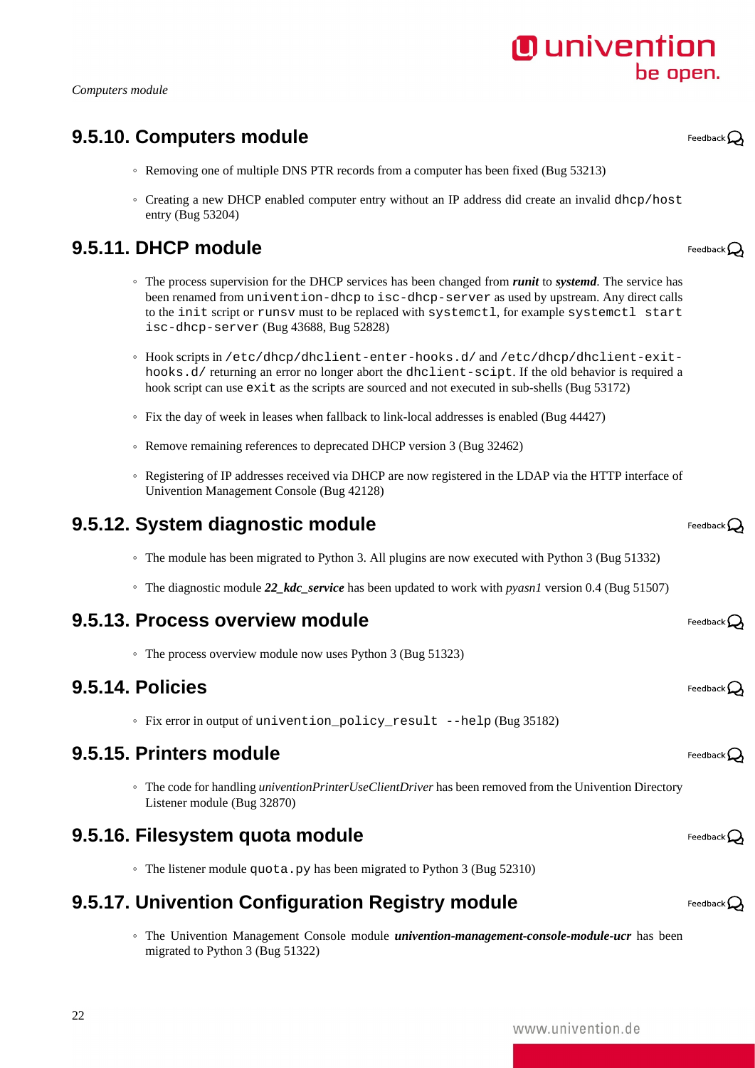### 9.5.10. Computers module

- Removing one of multiple DNS PTR records from a computer has been fixed (Bug 53213)
- Creating a new DHCP enabled computer entry without an IP address did create an invalid `dhcp/host` entry (Bug 53204)

### 9.5.11. DHCP module

- The process supervision for the DHCP services has been changed from ***runit*** to ***systemd***. The service has been renamed from `univention-dhcp` to `isc-dhcp-server` as used by upstream. Any direct calls to the `init` script or `runsv` must to be replaced with `systemctl`, for example `systemctl start isc-dhcp-server` (Bug 43688, Bug 52828)
- Hook scripts in `/etc/dhcp/dhclient-enter-hooks.d/` and `/etc/dhcp/dhclient-exit-hooks.d/` returning an error no longer abort the `dhclient-scipt`. If the old behavior is required a hook script can use `exit` as the scripts are sourced and not executed in sub-shells (Bug 53172)
- Fix the day of week in leases when fallback to link-local addresses is enabled (Bug 44427)
- Remove remaining references to deprecated DHCP version 3 (Bug 32462)
- Registering of IP addresses received via DHCP are now registered in the LDAP via the HTTP interface of Univention Management Console (Bug 42128)

### 9.5.12. System diagnostic module

- The module has been migrated to Python 3. All plugins are now executed with Python 3 (Bug 51332)
- The diagnostic module ***22_kdc_service*** has been updated to work with *pyasn1* version 0.4 (Bug 51507)

### 9.5.13. Process overview module

- The process overview module now uses Python 3 (Bug 51323)

### 9.5.14. Policies

- Fix error in output of `univention_policy_result --help` (Bug 35182)

### 9.5.15. Printers module

- The code for handling *univentionPrinterUseClientDriver* has been removed from the Univention Directory Listener module (Bug 32870)

### 9.5.16. Filesystem quota module

- The listener module `quota.py` has been migrated to Python 3 (Bug 52310)

### 9.5.17. Univention Configuration Registry module

- The Univention Management Console module ***univention-management-console-module-ucr*** has been migrated to Python 3 (Bug 51322)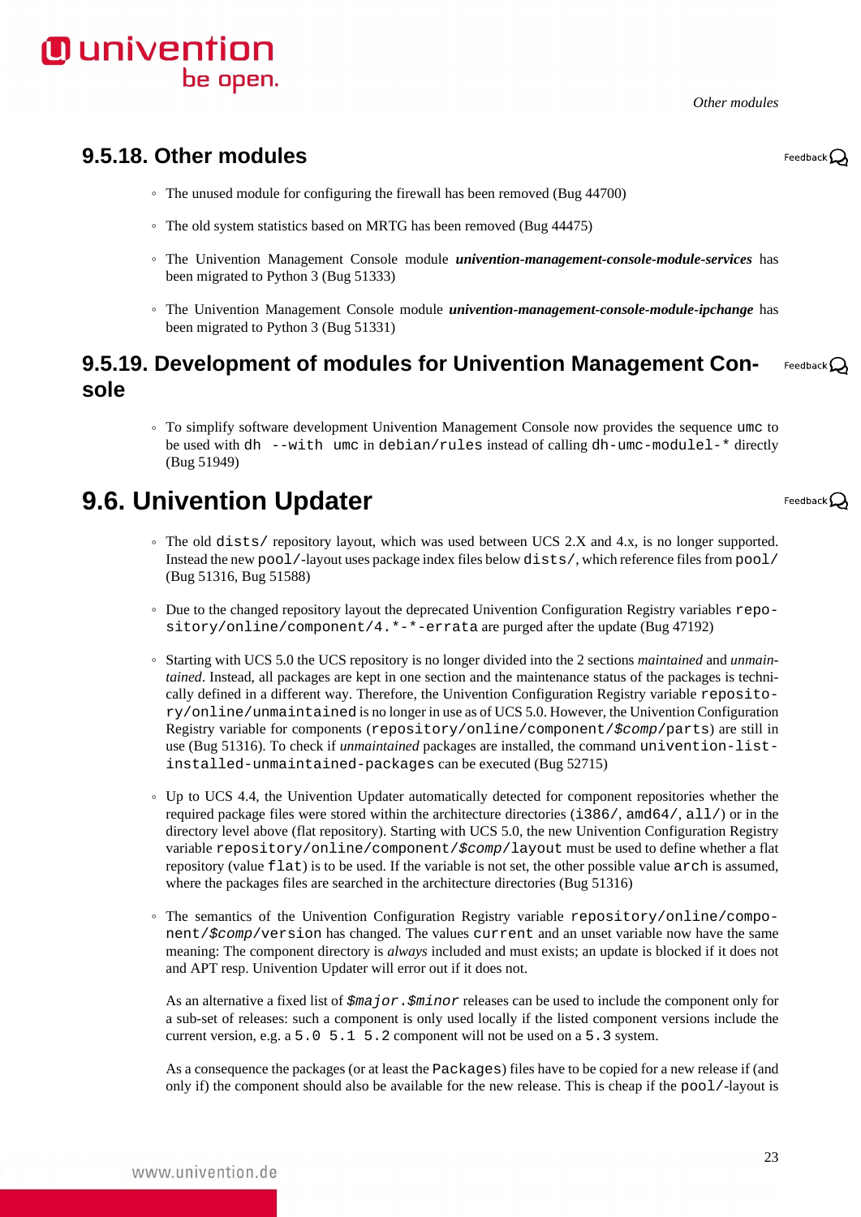### 9.5.18. Other modules

- The unused module for configuring the firewall has been removed (Bug 44700)
- The old system statistics based on MRTG has been removed (Bug 44475)
- The Univention Management Console module ***univention-management-console-module-services*** has been migrated to Python 3 (Bug 51333)
- The Univention Management Console module ***univention-management-console-module-ipchange*** has been migrated to Python 3 (Bug 51331)

### 9.5.19. Development of modules for Univention Management Console

- To simplify software development Univention Management Console now provides the sequence `umc` to be used with `dh --with umc` in `debian/rules` instead of calling `dh-umc-modulel-*` directly (Bug 51949)

## 9.6. Univention Updater

- The old `dists/` repository layout, which was used between UCS 2.X and 4.x, is no longer supported. Instead the new `pool/`-layout uses package index files below `dists/`, which reference files from `pool/` (Bug 51316, Bug 51588)
- Due to the changed repository layout the deprecated Univention Configuration Registry variables `repository/online/component/4.*-*-errata` are purged after the update (Bug 47192)
- Starting with UCS 5.0 the UCS repository is no longer divided into the 2 sections *maintained* and *unmaintained*. Instead, all packages are kept in one section and the maintenance status of the packages is technically defined in a different way. Therefore, the Univention Configuration Registry variable `repository/online/unmaintained` is no longer in use as of UCS 5.0. However, the Univention Configuration Registry variable for components (`repository/online/component/$comp/parts`) are still in use (Bug 51316). To check if *unmaintained* packages are installed, the command `univention-list-installed-unmaintained-packages` can be executed (Bug 52715)
- Up to UCS 4.4, the Univention Updater automatically detected for component repositories whether the required package files were stored within the architecture directories (`i386/`, `amd64/`, `all/`) or in the directory level above (flat repository). Starting with UCS 5.0, the new Univention Configuration Registry variable `repository/online/component/$comp/layout` must be used to define whether a flat repository (value `flat`) is to be used. If the variable is not set, the other possible value `arch` is assumed, where the packages files are searched in the architecture directories (Bug 51316)
- The semantics of the Univention Configuration Registry variable `repository/online/component/$comp/version` has changed. The values `current` and an unset variable now have the same meaning: The component directory is *always* included and must exists; an update is blocked if it does not and APT resp. Univention Updater will error out if it does not.

  As an alternative a fixed list of `$major.$minor` releases can be used to include the component only for a sub-set of releases: such a component is only used locally if the listed component versions include the current version, e.g. a `5.0 5.1 5.2` component will not be used on a `5.3` system.

  As a consequence the packages (or at least the `Packages`) files have to be copied for a new release if (and only if) the component should also be available for the new release. This is cheap if the `pool/`-layout is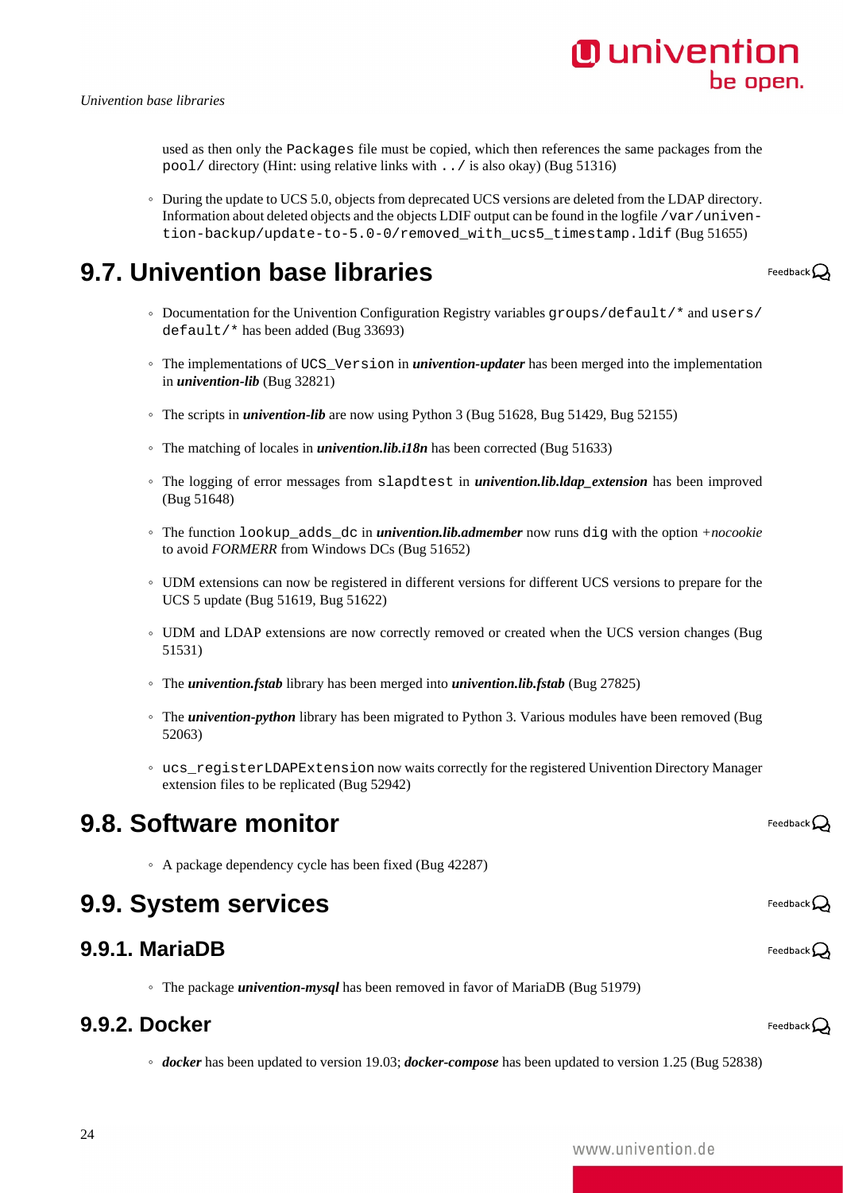used as then only the `Packages` file must be copied, which then references the same packages from the `pool/` directory (Hint: using relative links with `../` is also okay) (Bug 51316)

- During the update to UCS 5.0, objects from deprecated UCS versions are deleted from the LDAP directory. Information about deleted objects and the objects LDIF output can be found in the logfile `/var/univention-backup/update-to-5.0-0/removed_with_ucs5_timestamp.ldif` (Bug 51655)

## 9.7. Univention base libraries

- Documentation for the Univention Configuration Registry variables `groups/default/*` and `users/default/*` has been added (Bug 33693)
- The implementations of `UCS_Version` in ***univention-updater*** has been merged into the implementation in ***univention-lib*** (Bug 32821)
- The scripts in ***univention-lib*** are now using Python 3 (Bug 51628, Bug 51429, Bug 52155)
- The matching of locales in ***univention.lib.i18n*** has been corrected (Bug 51633)
- The logging of error messages from `slapdtest` in ***univention.lib.ldap_extension*** has been improved (Bug 51648)
- The function `lookup_adds_dc` in ***univention.lib.admember*** now runs `dig` with the option *+nocookie* to avoid *FORMERR* from Windows DCs (Bug 51652)
- UDM extensions can now be registered in different versions for different UCS versions to prepare for the UCS 5 update (Bug 51619, Bug 51622)
- UDM and LDAP extensions are now correctly removed or created when the UCS version changes (Bug 51531)
- The ***univention.fstab*** library has been merged into ***univention.lib.fstab*** (Bug 27825)
- The ***univention-python*** library has been migrated to Python 3. Various modules have been removed (Bug 52063)
- `ucs_registerLDAPExtension` now waits correctly for the registered Univention Directory Manager extension files to be replicated (Bug 52942)

## 9.8. Software monitor

- A package dependency cycle has been fixed (Bug 42287)

## 9.9. System services

### 9.9.1. MariaDB

- The package ***univention-mysql*** has been removed in favor of MariaDB (Bug 51979)

### 9.9.2. Docker

- ***docker*** has been updated to version 19.03; ***docker-compose*** has been updated to version 1.25 (Bug 52838)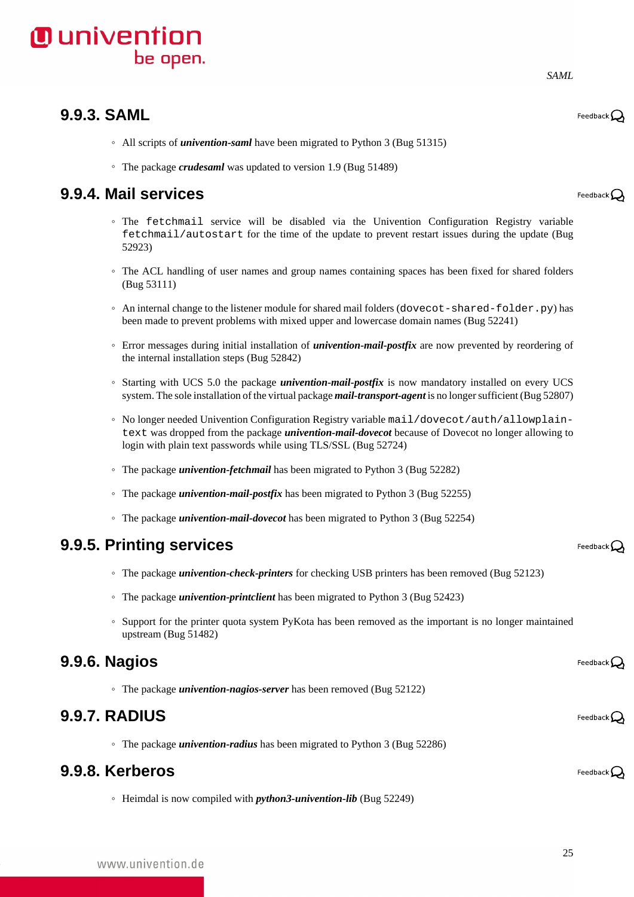### 9.9.3. SAML

- All scripts of ***univention-saml*** have been migrated to Python 3 (Bug 51315)
- The package ***crudesaml*** was updated to version 1.9 (Bug 51489)

### 9.9.4. Mail services

- The `fetchmail` service will be disabled via the Univention Configuration Registry variable `fetchmail/autostart` for the time of the update to prevent restart issues during the update (Bug 52923)
- The ACL handling of user names and group names containing spaces has been fixed for shared folders (Bug 53111)
- An internal change to the listener module for shared mail folders (`dovecot-shared-folder.py`) has been made to prevent problems with mixed upper and lowercase domain names (Bug 52241)
- Error messages during initial installation of ***univention-mail-postfix*** are now prevented by reordering of the internal installation steps (Bug 52842)
- Starting with UCS 5.0 the package ***univention-mail-postfix*** is now mandatory installed on every UCS system. The sole installation of the virtual package ***mail-transport-agent*** is no longer sufficient (Bug 52807)
- No longer needed Univention Configuration Registry variable `mail/dovecot/auth/allowplaintext` was dropped from the package ***univention-mail-dovecot*** because of Dovecot no longer allowing to login with plain text passwords while using TLS/SSL (Bug 52724)
- The package ***univention-fetchmail*** has been migrated to Python 3 (Bug 52282)
- The package ***univention-mail-postfix*** has been migrated to Python 3 (Bug 52255)
- The package ***univention-mail-dovecot*** has been migrated to Python 3 (Bug 52254)

### 9.9.5. Printing services

- The package ***univention-check-printers*** for checking USB printers has been removed (Bug 52123)
- The package ***univention-printclient*** has been migrated to Python 3 (Bug 52423)
- Support for the printer quota system PyKota has been removed as the important is no longer maintained upstream (Bug 51482)

### 9.9.6. Nagios

- The package ***univention-nagios-server*** has been removed (Bug 52122)

### 9.9.7. RADIUS

- The package ***univention-radius*** has been migrated to Python 3 (Bug 52286)

### 9.9.8. Kerberos

- Heimdal is now compiled with ***python3-univention-lib*** (Bug 52249)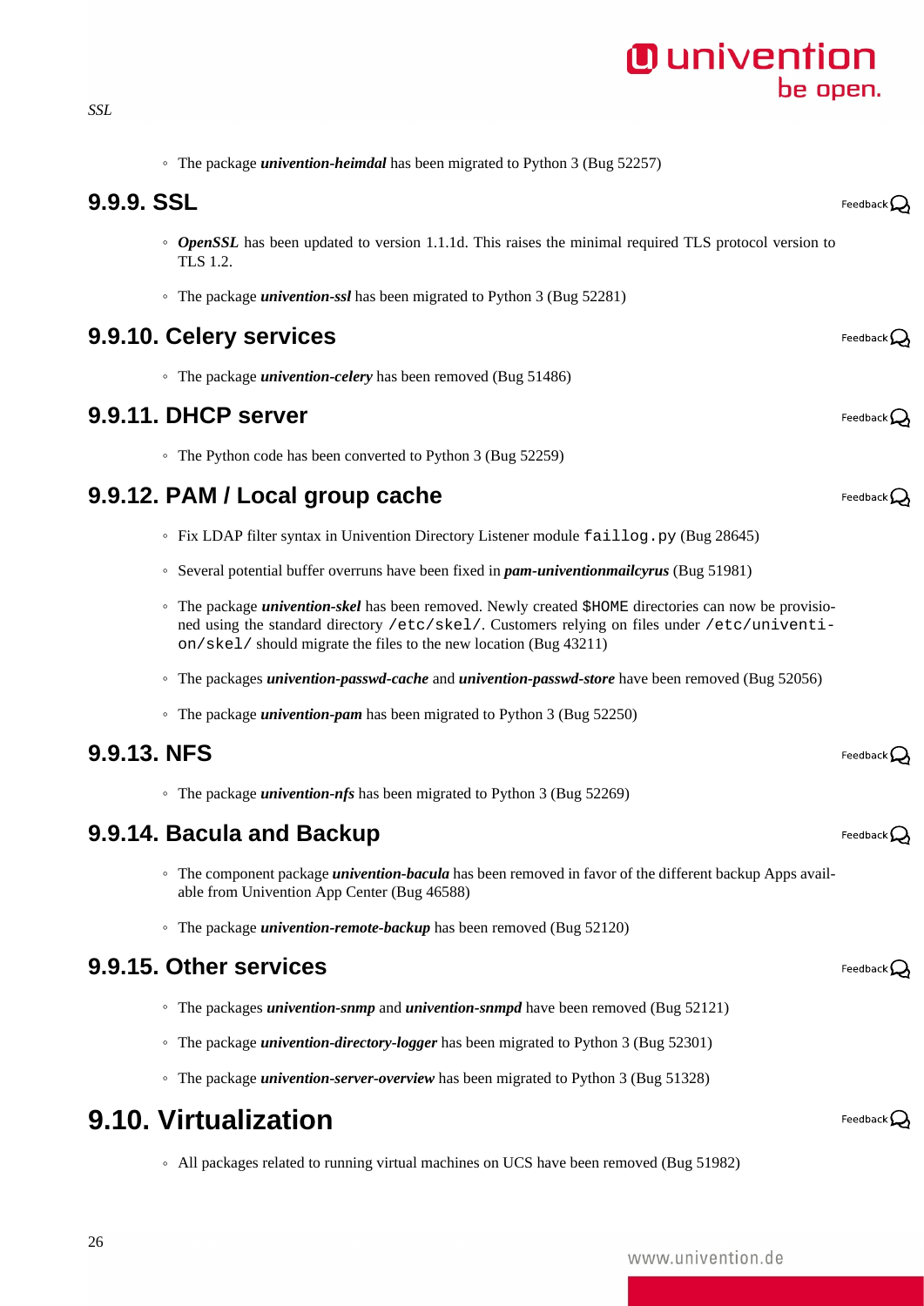- The package ***univention-heimdal*** has been migrated to Python 3 (Bug 52257)

### 9.9.9. SSL

- ***OpenSSL*** has been updated to version 1.1.1d. This raises the minimal required TLS protocol version to TLS 1.2.
- The package ***univention-ssl*** has been migrated to Python 3 (Bug 52281)

### 9.9.10. Celery services

- The package ***univention-celery*** has been removed (Bug 51486)

### 9.9.11. DHCP server

- The Python code has been converted to Python 3 (Bug 52259)

### 9.9.12. PAM / Local group cache

- Fix LDAP filter syntax in Univention Directory Listener module `faillog.py` (Bug 28645)
- Several potential buffer overruns have been fixed in ***pam-univentionmailcyrus*** (Bug 51981)
- The package ***univention-skel*** has been removed. Newly created `$HOME` directories can now be provisioned using the standard directory `/etc/skel/`. Customers relying on files under `/etc/univention/skel/` should migrate the files to the new location (Bug 43211)
- The packages ***univention-passwd-cache*** and ***univention-passwd-store*** have been removed (Bug 52056)
- The package ***univention-pam*** has been migrated to Python 3 (Bug 52250)

### 9.9.13. NFS

- The package ***univention-nfs*** has been migrated to Python 3 (Bug 52269)

### 9.9.14. Bacula and Backup

- The component package ***univention-bacula*** has been removed in favor of the different backup Apps available from Univention App Center (Bug 46588)
- The package ***univention-remote-backup*** has been removed (Bug 52120)

### 9.9.15. Other services

- The packages ***univention-snmp*** and ***univention-snmpd*** have been removed (Bug 52121)
- The package ***univention-directory-logger*** has been migrated to Python 3 (Bug 52301)
- The package ***univention-server-overview*** has been migrated to Python 3 (Bug 51328)

## 9.10. Virtualization

- All packages related to running virtual machines on UCS have been removed (Bug 51982)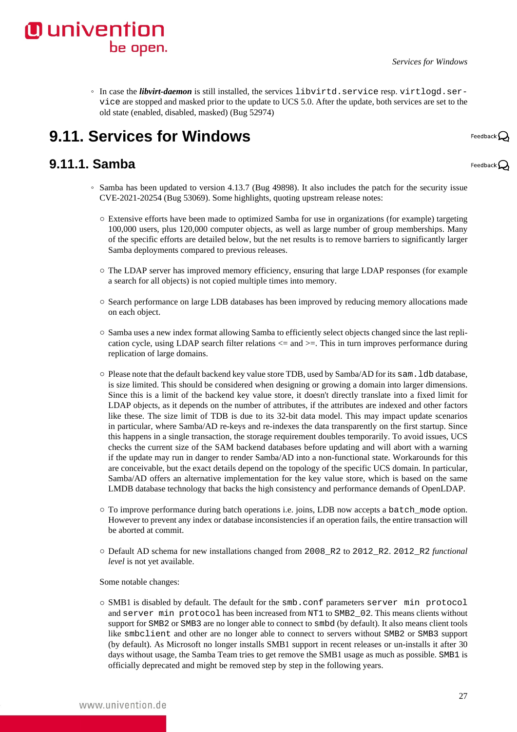- In case the ***libvirt-daemon*** is still installed, the services `libvirtd.service` resp. `virtlogd.service` are stopped and masked prior to the update to UCS 5.0. After the update, both services are set to the old state (enabled, disabled, masked) (Bug 52974)

## 9.11. Services for Windows

### 9.11.1. Samba

- Samba has been updated to version 4.13.7 (Bug 49898). It also includes the patch for the security issue CVE-2021-20254 (Bug 53069). Some highlights, quoting upstream release notes:

  - Extensive efforts have been made to optimized Samba for use in organizations (for example) targeting 100,000 users, plus 120,000 computer objects, as well as large number of group memberships. Many of the specific efforts are detailed below, but the net results is to remove barriers to significantly larger Samba deployments compared to previous releases.

  - The LDAP server has improved memory efficiency, ensuring that large LDAP responses (for example a search for all objects) is not copied multiple times into memory.

  - Search performance on large LDB databases has been improved by reducing memory allocations made on each object.

  - Samba uses a new index format allowing Samba to efficiently select objects changed since the last replication cycle, using LDAP search filter relations <= and >=. This in turn improves performance during replication of large domains.

  - Please note that the default backend key value store TDB, used by Samba/AD for its `sam.ldb` database, is size limited. This should be considered when designing or growing a domain into larger dimensions. Since this is a limit of the backend key value store, it doesn't directly translate into a fixed limit for LDAP objects, as it depends on the number of attributes, if the attributes are indexed and other factors like these. The size limit of TDB is due to its 32-bit data model. This may impact update scenarios in particular, where Samba/AD re-keys and re-indexes the data transparently on the first startup. Since this happens in a single transaction, the storage requirement doubles temporarily. To avoid issues, UCS checks the current size of the SAM backend databases before updating and will abort with a warning if the update may run in danger to render Samba/AD into a non-functional state. Workarounds for this are conceivable, but the exact details depend on the topology of the specific UCS domain. In particular, Samba/AD offers an alternative implementation for the key value store, which is based on the same LMDB database technology that backs the high consistency and performance demands of OpenLDAP.

  - To improve performance during batch operations i.e. joins, LDB now accepts a `batch_mode` option. However to prevent any index or database inconsistencies if an operation fails, the entire transaction will be aborted at commit.

  - Default AD schema for new installations changed from `2008_R2` to `2012_R2`. `2012_R2` *functional level* is not yet available.

  Some notable changes:

  - SMB1 is disabled by default. The default for the `smb.conf` parameters `server min protocol` and `server min protocol` has been increased from `NT1` to `SMB2_02`. This means clients without support for `SMB2` or `SMB3` are no longer able to connect to `smbd` (by default). It also means client tools like `smbclient` and other are no longer able to connect to servers without `SMB2` or `SMB3` support (by default). As Microsoft no longer installs SMB1 support in recent releases or un-installs it after 30 days without usage, the Samba Team tries to get remove the SMB1 usage as much as possible. `SMB1` is officially deprecated and might be removed step by step in the following years.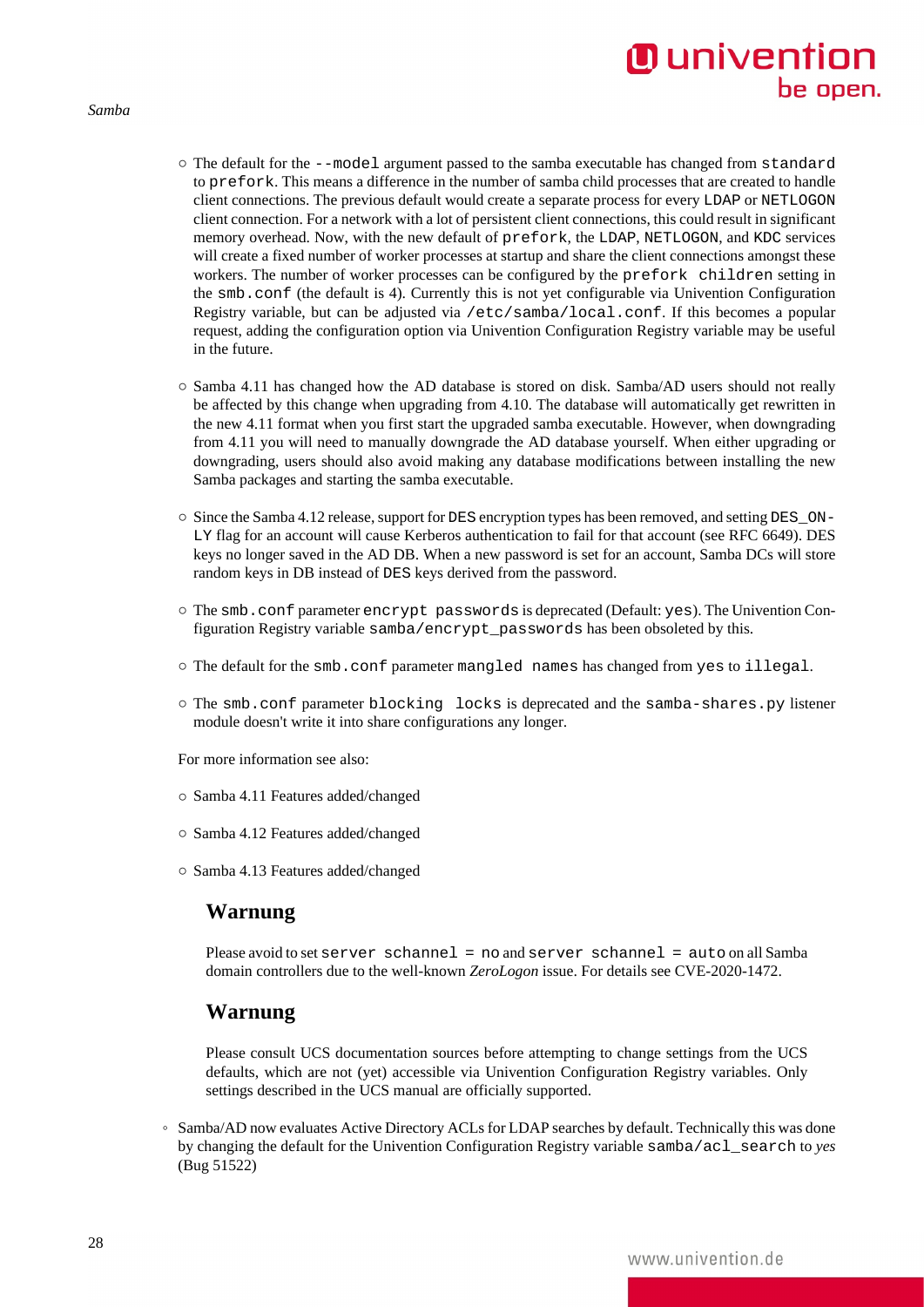- The default for the `--model` argument passed to the samba executable has changed from `standard` to `prefork`. This means a difference in the number of samba child processes that are created to handle client connections. The previous default would create a separate process for every `LDAP` or `NETLOGON` client connection. For a network with a lot of persistent client connections, this could result in significant memory overhead. Now, with the new default of `prefork`, the `LDAP`, `NETLOGON`, and `KDC` services will create a fixed number of worker processes at startup and share the client connections amongst these workers. The number of worker processes can be configured by the `prefork children` setting in the `smb.conf` (the default is 4). Currently this is not yet configurable via Univention Configuration Registry variable, but can be adjusted via `/etc/samba/local.conf`. If this becomes a popular request, adding the configuration option via Univention Configuration Registry variable may be useful in the future.
- Samba 4.11 has changed how the AD database is stored on disk. Samba/AD users should not really be affected by this change when upgrading from 4.10. The database will automatically get rewritten in the new 4.11 format when you first start the upgraded samba executable. However, when downgrading from 4.11 you will need to manually downgrade the AD database yourself. When either upgrading or downgrading, users should also avoid making any database modifications between installing the new Samba packages and starting the samba executable.
- Since the Samba 4.12 release, support for `DES` encryption types has been removed, and setting `DES_ONLY` flag for an account will cause Kerberos authentication to fail for that account (see RFC 6649). DES keys no longer saved in the AD DB. When a new password is set for an account, Samba DCs will store random keys in DB instead of `DES` keys derived from the password.
- The `smb.conf` parameter `encrypt passwords` is deprecated (Default: `yes`). The Univention Configuration Registry variable `samba/encrypt_passwords` has been obsoleted by this.
- The default for the `smb.conf` parameter `mangled names` has changed from `yes` to `illegal`.
- The `smb.conf` parameter `blocking locks` is deprecated and the `samba-shares.py` listener module doesn't write it into share configurations any longer.

For more information see also:

- Samba 4.11 Features added/changed
- Samba 4.12 Features added/changed
- Samba 4.13 Features added/changed

### Warnung

Please avoid to set `server schannel = no` and `server schannel = auto` on all Samba domain controllers due to the well-known *ZeroLogon* issue. For details see CVE-2020-1472.

### Warnung

Please consult UCS documentation sources before attempting to change settings from the UCS defaults, which are not (yet) accessible via Univention Configuration Registry variables. Only settings described in the UCS manual are officially supported.

- Samba/AD now evaluates Active Directory ACLs for LDAP searches by default. Technically this was done by changing the default for the Univention Configuration Registry variable `samba/acl_search` to *yes* (Bug 51522)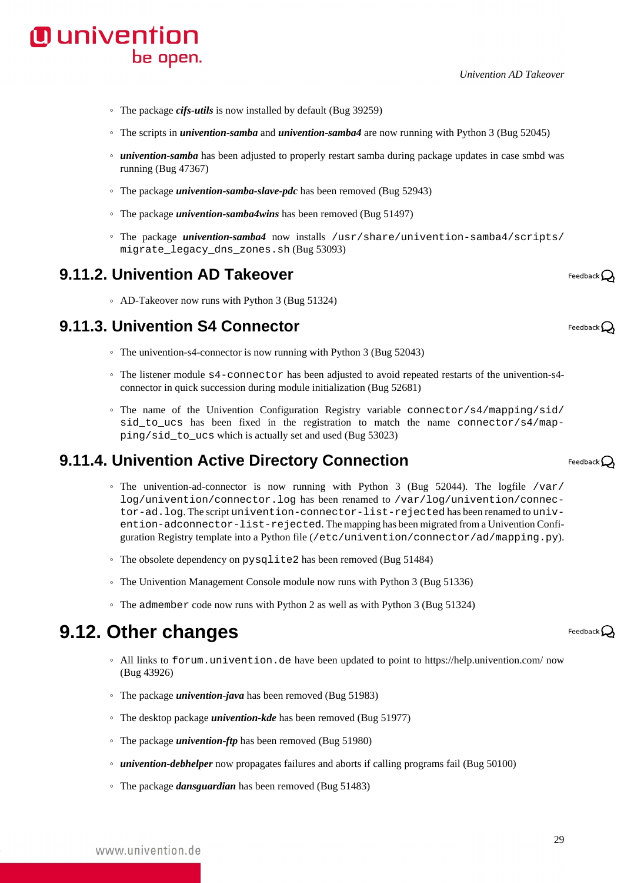- The package ***cifs-utils*** is now installed by default (Bug 39259)
- The scripts in ***univention-samba*** and ***univention-samba4*** are now running with Python 3 (Bug 52045)
- ***univention-samba*** has been adjusted to properly restart samba during package updates in case smbd was running (Bug 47367)
- The package ***univention-samba-slave-pdc*** has been removed (Bug 52943)
- The package ***univention-samba4wins*** has been removed (Bug 51497)
- The package ***univention-samba4*** now installs `/usr/share/univention-samba4/scripts/migrate_legacy_dns_zones.sh` (Bug 53093)

### 9.11.2. Univention AD Takeover

- AD-Takeover now runs with Python 3 (Bug 51324)

### 9.11.3. Univention S4 Connector

- The univention-s4-connector is now running with Python 3 (Bug 52043)
- The listener module `s4-connector` has been adjusted to avoid repeated restarts of the univention-s4-connector in quick succession during module initialization (Bug 52681)
- The name of the Univention Configuration Registry variable `connector/s4/mapping/sid/sid_to_ucs` has been fixed in the registration to match the name `connector/s4/mapping/sid_to_ucs` which is actually set and used (Bug 53023)

### 9.11.4. Univention Active Directory Connection

- The univention-ad-connector is now running with Python 3 (Bug 52044). The logfile `/var/log/univention/connector.log` has been renamed to `/var/log/univention/connector-ad.log`. The script `univention-connector-list-rejected` has been renamed to `univention-adconnector-list-rejected`. The mapping has been migrated from a Univention Configuration Registry template into a Python file (`/etc/univention/connector/ad/mapping.py`).
- The obsolete dependency on `pysqlite2` has been removed (Bug 51484)
- The Univention Management Console module now runs with Python 3 (Bug 51336)
- The `admember` code now runs with Python 2 as well as with Python 3 (Bug 51324)

## 9.12. Other changes

- All links to `forum.univention.de` have been updated to point to https://help.univention.com/ now (Bug 43926)
- The package ***univention-java*** has been removed (Bug 51983)
- The desktop package ***univention-kde*** has been removed (Bug 51977)
- The package ***univention-ftp*** has been removed (Bug 51980)
- ***univention-debhelper*** now propagates failures and aborts if calling programs fail (Bug 50100)
- The package ***dansguardian*** has been removed (Bug 51483)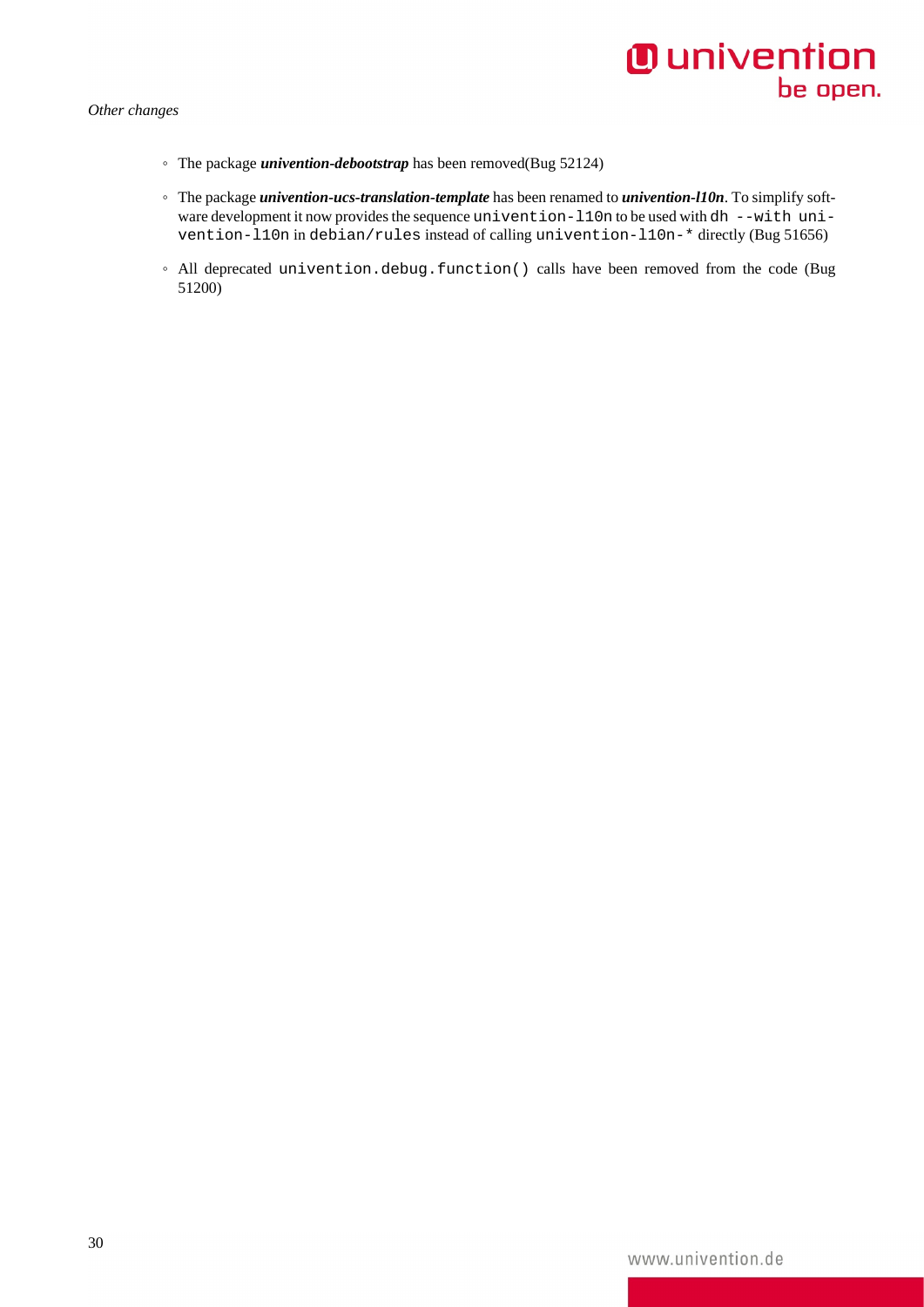*Other changes*

- The package ***univention-debootstrap*** has been removed(Bug 52124)
- The package ***univention-ucs-translation-template*** has been renamed to ***univention-l10n***. To simplify software development it now provides the sequence `univention-l10n` to be used with `dh --with univention-l10n` in `debian/rules` instead of calling `univention-l10n-*` directly (Bug 51656)
- All deprecated `univention.debug.function()` calls have been removed from the code (Bug 51200)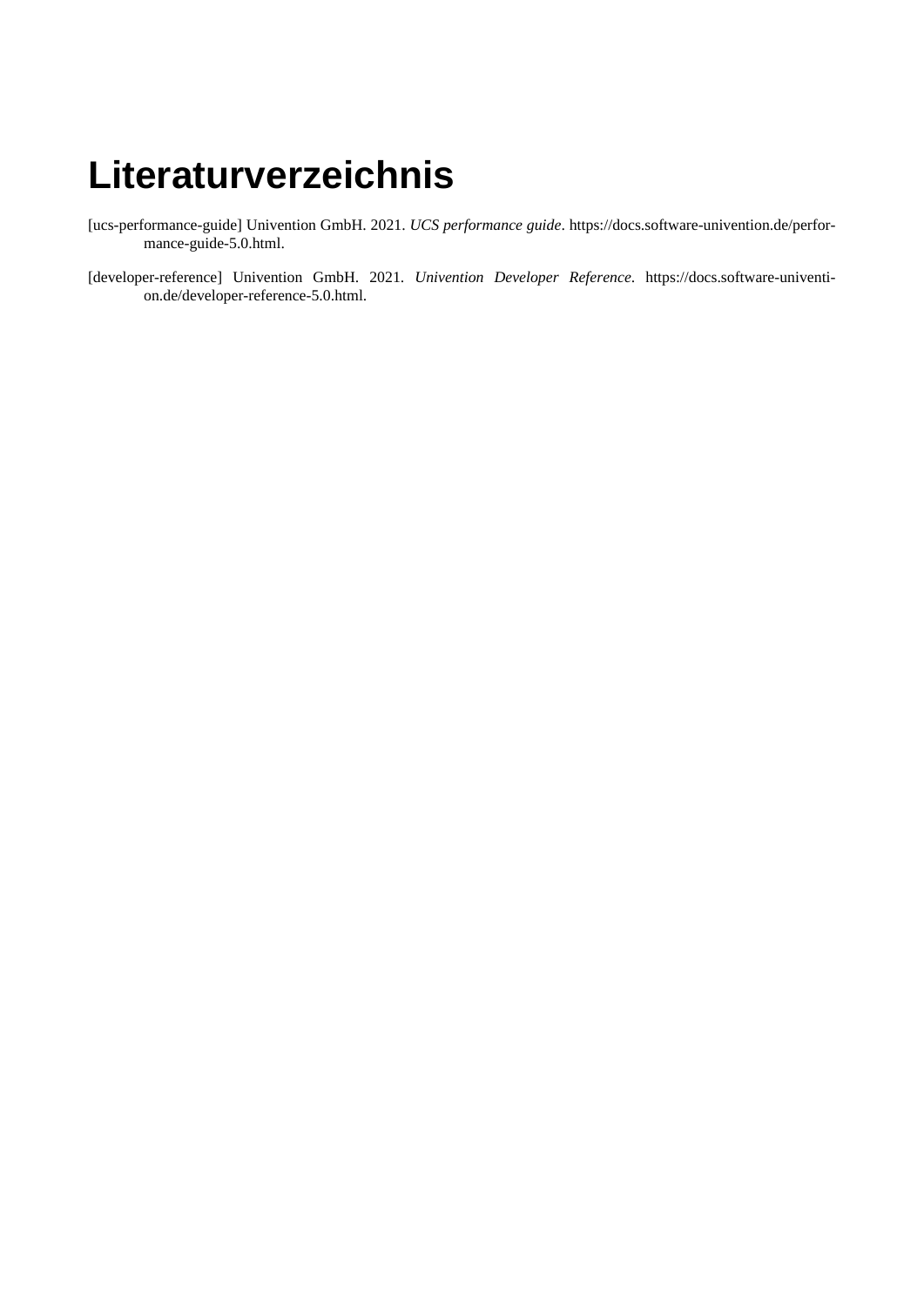# Literaturverzeichnis

[ucs-performance-guide] Univention GmbH. 2021. *UCS performance guide*. https://docs.software-univention.de/performance-guide-5.0.html.

[developer-reference] Univention GmbH. 2021. *Univention Developer Reference*. https://docs.software-univention.de/developer-reference-5.0.html.